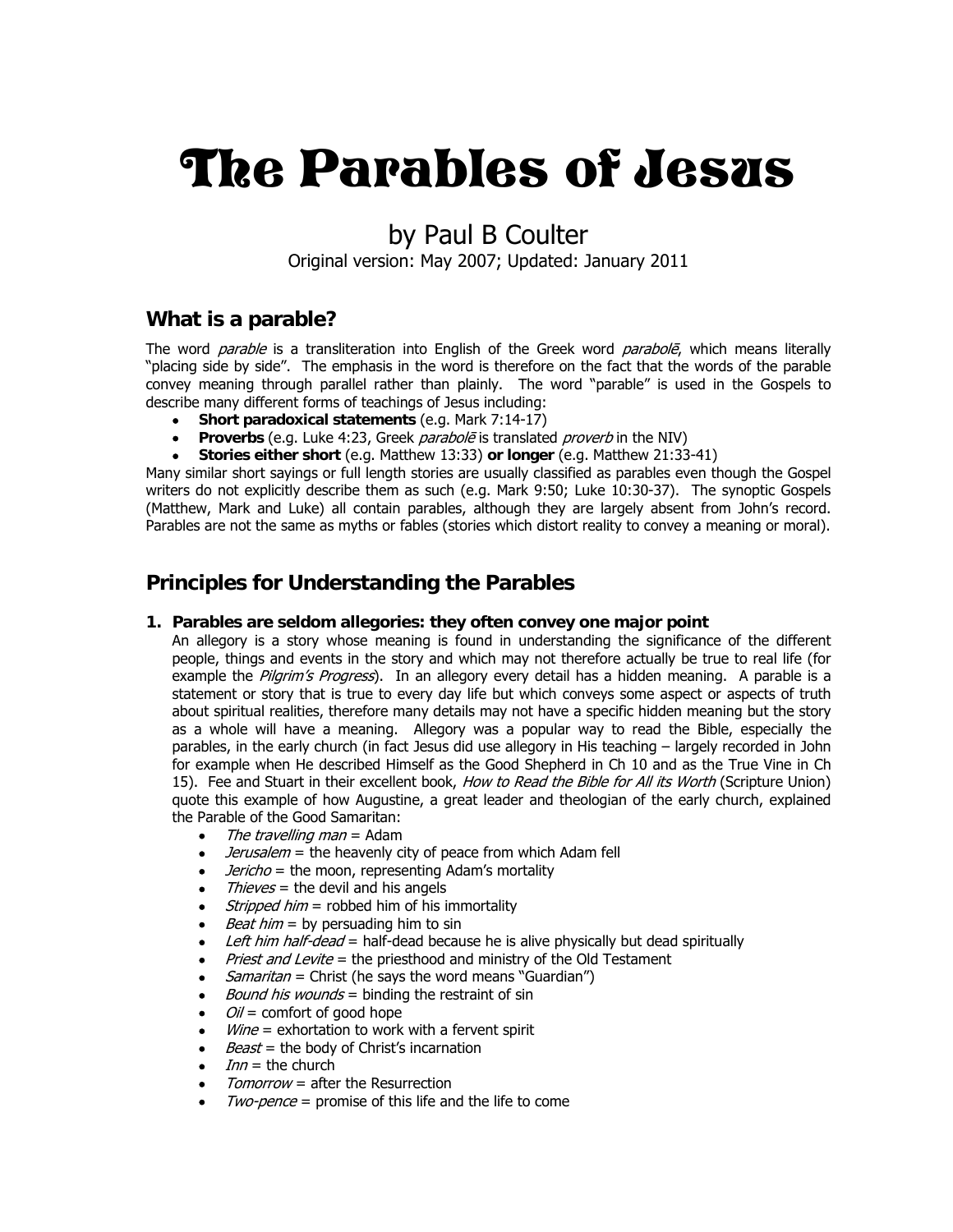# The Parables of Jesus

by Paul B Coulter

Original version: May 2007; Updated: January 2011

## What is a parable?

The word *parable* is a transliteration into English of the Greek word *parabolē*, which means literally "placing side by side". The emphasis in the word is therefore on the fact that the words of the parable convey meaning through parallel rather than plainly. The word "parable" is used in the Gospels to describe many different forms of teachings of Jesus including:

- **Short paradoxical statements** (e.g. Mark 7:14-17)
- **Proverbs** (e.g. Luke 4:23, Greek *parabolē* is translated *proverb* in the NIV)
- **Stories either short** (e.g. Matthew 13:33) **or longer** (e.g. Matthew 21:33-41)

Many similar short sayings or full length stories are usually classified as parables even though the Gospel writers do not explicitly describe them as such (e.g. Mark 9:50; Luke 10:30-37). The synoptic Gospels (Matthew, Mark and Luke) all contain parables, although they are largely absent from John's record. Parables are not the same as myths or fables (stories which distort reality to convey a meaning or moral).

## Principles for Understanding the Parables

### 1. Parables are seldom allegories: they often convey one major point

An allegory is a story whose meaning is found in understanding the significance of the different people, things and events in the story and which may not therefore actually be true to real life (for example the *Pilgrim's Progress*). In an allegory every detail has a hidden meaning. A parable is a statement or story that is true to every day life but which conveys some aspect or aspects of truth about spiritual realities, therefore many details may not have a specific hidden meaning but the story as a whole will have a meaning. Allegory was a popular way to read the Bible, especially the parables, in the early church (in fact Jesus did use allegory in His teaching – largely recorded in John for example when He described Himself as the Good Shepherd in Ch 10 and as the True Vine in Ch 15). Fee and Stuart in their excellent book, *How to Read the Bible for All its Worth* (Scripture Union) quote this example of how Augustine, a great leader and theologian of the early church, explained the Parable of the Good Samaritan:

- *The travelling man* = Adam
- *Jerusalem* = the heavenly city of peace from which Adam fell
- *Jericho* = the moon, representing Adam's mortality
- *Thieves* = the devil and his angels
- *Stripped him* = robbed him of his immortality
- *Beat him* = by persuading him to sin
- *Left him half-dead* = half-dead because he is alive physically but dead spiritually
- *Priest and Levite* = the priesthood and ministry of the Old Testament
- *Samaritan* = Christ (he says the word means "Guardian")
- *Bound his wounds* = binding the restraint of sin
- *Oil* = comfort of good hope
- *Wine* = exhortation to work with a fervent spirit
- *Beast* = the body of Christ's incarnation
- *Inn* = the church
- *Tomorrow* = after the Resurrection
- *Two-pence* = promise of this life and the life to come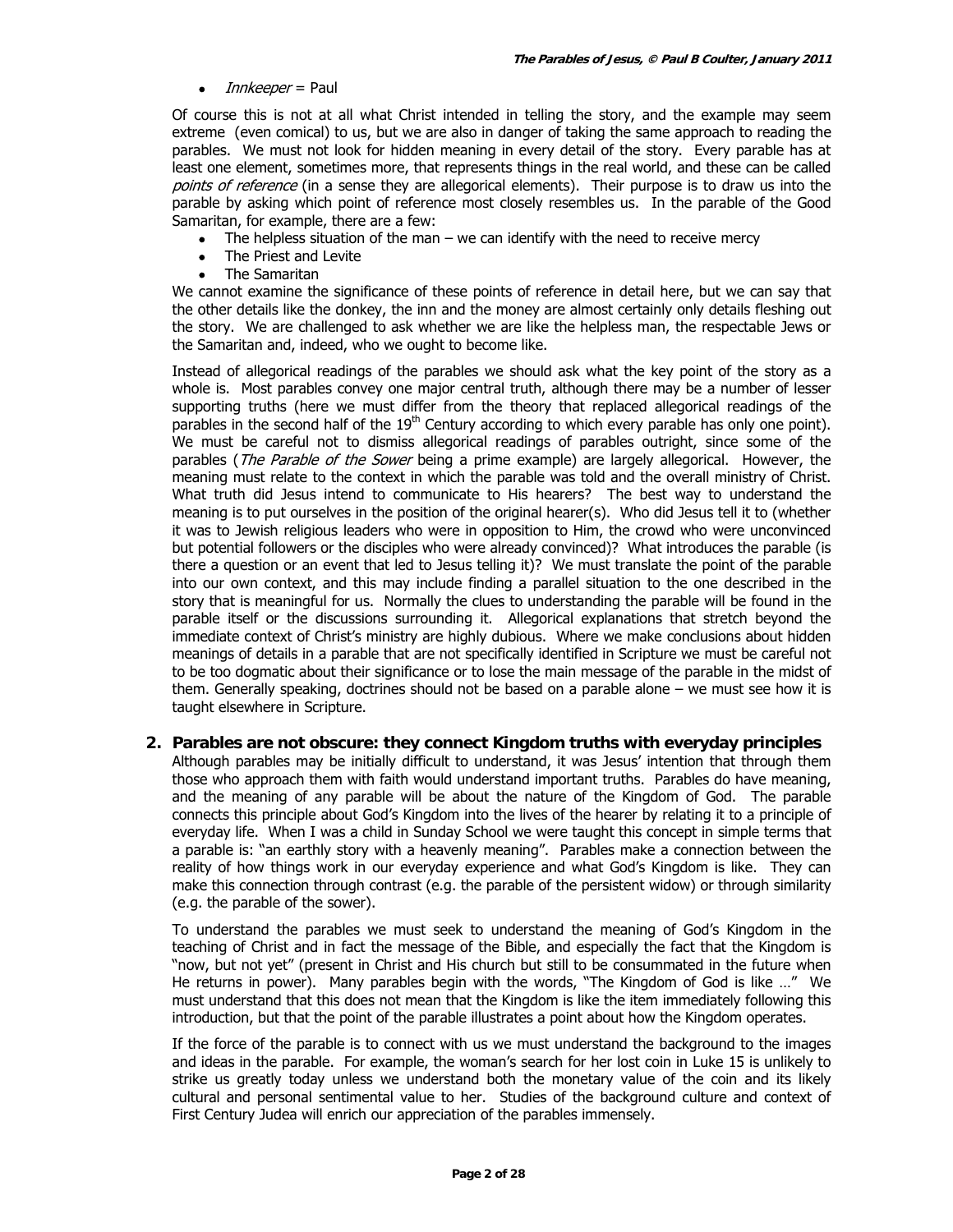- *Innkeeper* = Paul

Of course this is not at all what Christ intended in telling the story, and the example may seem extreme (even comical) to us, but we are also in danger of taking the same approach to reading the parables. We must not look for hidden meaning in every detail of the story. Every parable has at least one element, sometimes more, that represents things in the real world, and these can be called *points of reference* (in a sense they are allegorical elements). Their purpose is to draw us into the parable by asking which point of reference most closely resembles us. In the parable of the Good Samaritan, for example, there are a few:

- The helpless situation of the man – we can identify with the need to receive mercy
- The Priest and Levite
- The Samaritan

We cannot examine the significance of these points of reference in detail here, but we can say that the other details like the donkey, the inn and the money are almost certainly only details fleshing out the story. We are challenged to ask whether we are like the helpless man, the respectable Jews or the Samaritan and, indeed, who we ought to become like.

Instead of allegorical readings of the parables we should ask what the key point of the story as a whole is. Most parables convey one major central truth, although there may be a number of lesser supporting truths (here we must differ from the theory that replaced allegorical readings of the parables in the second half of the 19th Century according to which every parable has only one point). We must be careful not to dismiss allegorical readings of parables outright, since some of the parables (*The Parable of the Sower* being a prime example) are largely allegorical. However, the meaning must relate to the context in which the parable was told and the overall ministry of Christ. What truth did Jesus intend to communicate to His hearers? The best way to understand the meaning is to put ourselves in the position of the original hearer(s). Who did Jesus tell it to (whether it was to Jewish religious leaders who were in opposition to Him, the crowd who were unconvinced but potential followers or the disciples who were already convinced)? What introduces the parable (is there a question or an event that led to Jesus telling it)? We must translate the point of the parable into our own context, and this may include finding a parallel situation to the one described in the story that is meaningful for us. Normally the clues to understanding the parable will be found in the parable itself or the discussions surrounding it. Allegorical explanations that stretch beyond the immediate context of Christ's ministry are highly dubious. Where we make conclusions about hidden meanings of details in a parable that are not specifically identified in Scripture we must be careful not to be too dogmatic about their significance or to lose the main message of the parable in the midst of them. Generally speaking, doctrines should not be based on a parable alone – we must see how it is taught elsewhere in Scripture.

## 2. Parables are not obscure: they connect Kingdom truths with everyday principles

Although parables may be initially difficult to understand, it was Jesus' intention that through them those who approach them with faith would understand important truths. Parables do have meaning, and the meaning of any parable will be about the nature of the Kingdom of God. The parable connects this principle about God's Kingdom into the lives of the hearer by relating it to a principle of everyday life. When I was a child in Sunday School we were taught this concept in simple terms that a parable is: "an earthly story with a heavenly meaning". Parables make a connection between the reality of how things work in our everyday experience and what God's Kingdom is like. They can make this connection through contrast (e.g. the parable of the persistent widow) or through similarity (e.g. the parable of the sower).

To understand the parables we must seek to understand the meaning of God's Kingdom in the teaching of Christ and in fact the message of the Bible, and especially the fact that the Kingdom is "now, but not yet" (present in Christ and His church but still to be consummated in the future when He returns in power). Many parables begin with the words, "The Kingdom of God is like …" We must understand that this does not mean that the Kingdom is like the item immediately following this introduction, but that the point of the parable illustrates a point about how the Kingdom operates.

If the force of the parable is to connect with us we must understand the background to the images and ideas in the parable. For example, the woman's search for her lost coin in Luke 15 is unlikely to strike us greatly today unless we understand both the monetary value of the coin and its likely cultural and personal sentimental value to her. Studies of the background culture and context of First Century Judea will enrich our appreciation of the parables immensely.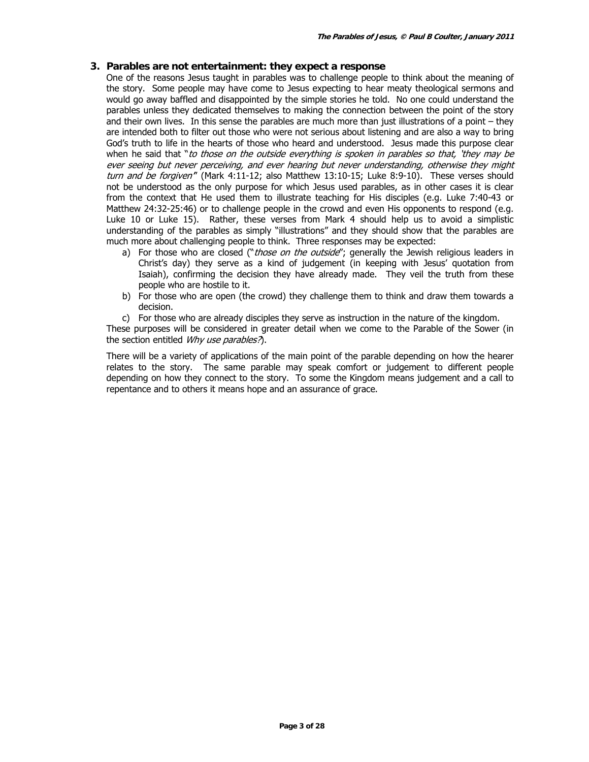### 3. Parables are not entertainment: they expect a response

One of the reasons Jesus taught in parables was to challenge people to think about the meaning of the story. Some people may have come to Jesus expecting to hear meaty theological sermons and would go away baffled and disappointed by the simple stories he told. No one could understand the parables unless they dedicated themselves to making the connection between the point of the story and their own lives. In this sense the parables are much more than just illustrations of a point – they are intended both to filter out those who were not serious about listening and are also a way to bring God's truth to life in the hearts of those who heard and understood. Jesus made this purpose clear when he said that "*to those on the outside everything is spoken in parables so that, 'they may be ever seeing but never perceiving, and ever hearing but never understanding, otherwise they might turn and be forgiven*" (Mark 4:11-12; also Matthew 13:10-15; Luke 8:9-10). These verses should not be understood as the only purpose for which Jesus used parables, as in other cases it is clear from the context that He used them to illustrate teaching for His disciples (e.g. Luke 7:40-43 or Matthew 24:32-25:46) or to challenge people in the crowd and even His opponents to respond (e.g. Luke 10 or Luke 15). Rather, these verses from Mark 4 should help us to avoid a simplistic understanding of the parables as simply "illustrations" and they should show that the parables are much more about challenging people to think. Three responses may be expected:

a) For those who are closed ("*those on the outside*"; generally the Jewish religious leaders in Christ's day) they serve as a kind of judgement (in keeping with Jesus' quotation from Isaiah), confirming the decision they have already made. They veil the truth from these people who are hostile to it.
b) For those who are open (the crowd) they challenge them to think and draw them towards a decision.
c) For those who are already disciples they serve as instruction in the nature of the kingdom.

These purposes will be considered in greater detail when we come to the Parable of the Sower (in the section entitled *Why use parables?*).

There will be a variety of applications of the main point of the parable depending on how the hearer relates to the story. The same parable may speak comfort or judgement to different people depending on how they connect to the story. To some the Kingdom means judgement and a call to repentance and to others it means hope and an assurance of grace.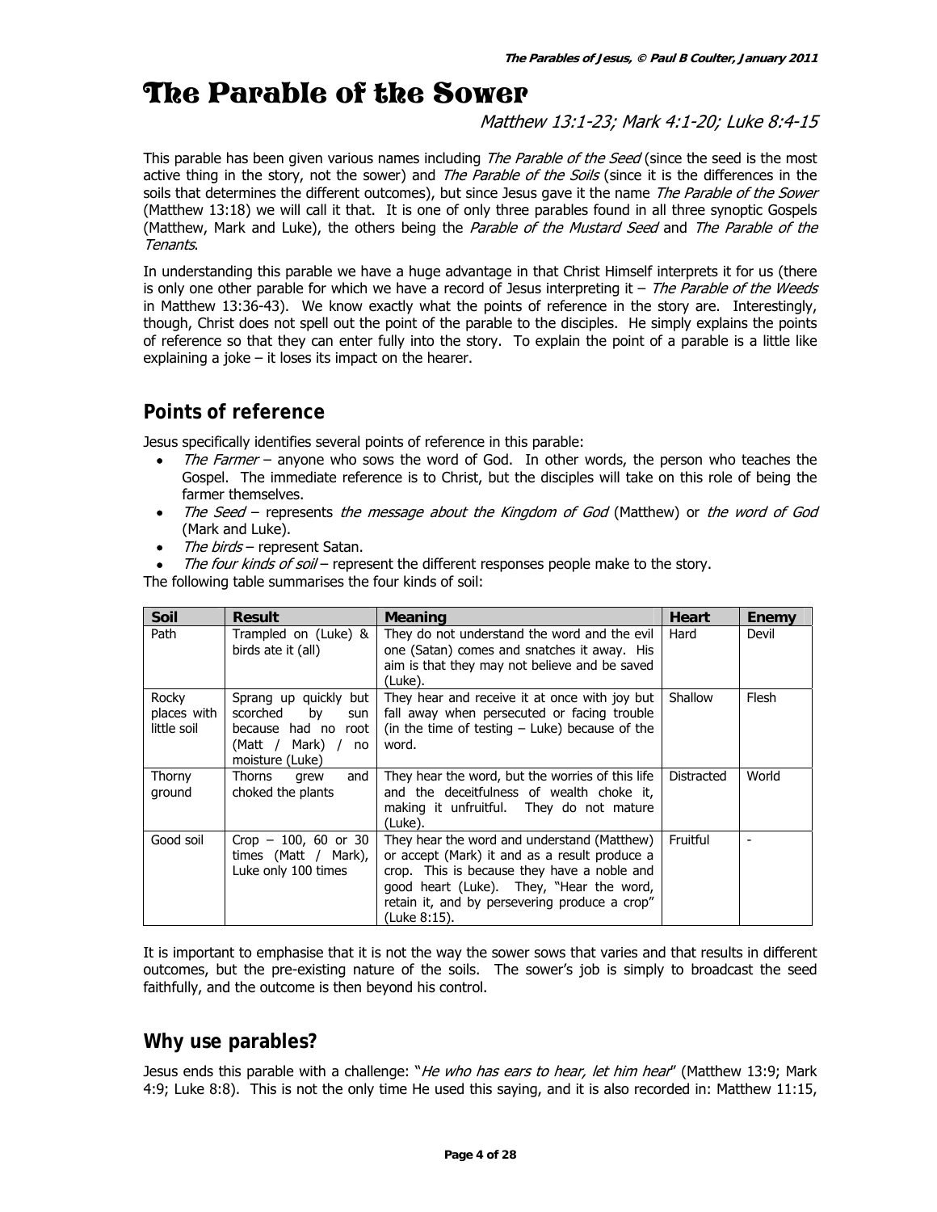# The Parable of the Sower

*Matthew 13:1-23; Mark 4:1-20; Luke 8:4-15*

This parable has been given various names including *The Parable of the Seed* (since the seed is the most active thing in the story, not the sower) and *The Parable of the Soils* (since it is the differences in the soils that determines the different outcomes), but since Jesus gave it the name *The Parable of the Sower* (Matthew 13:18) we will call it that. It is one of only three parables found in all three synoptic Gospels (Matthew, Mark and Luke), the others being the *Parable of the Mustard Seed* and *The Parable of the Tenants*.

In understanding this parable we have a huge advantage in that Christ Himself interprets it for us (there is only one other parable for which we have a record of Jesus interpreting it – *The Parable of the Weeds* in Matthew 13:36-43). We know exactly what the points of reference in the story are. Interestingly, though, Christ does not spell out the point of the parable to the disciples. He simply explains the points of reference so that they can enter fully into the story. To explain the point of a parable is a little like explaining a joke – it loses its impact on the hearer.

## Points of reference

Jesus specifically identifies several points of reference in this parable:

- *The Farmer* – anyone who sows the word of God. In other words, the person who teaches the Gospel. The immediate reference is to Christ, but the disciples will take on this role of being the farmer themselves.
- *The Seed* – represents *the message about the Kingdom of God* (Matthew) or *the word of God* (Mark and Luke).
- *The birds* – represent Satan.
- *The four kinds of soil* – represent the different responses people make to the story.

The following table summarises the four kinds of soil:

| Soil | Result | Meaning | Heart | Enemy |
|---|---|---|---|---|
| Path | Trampled on (Luke) & birds ate it (all) | They do not understand the word and the evil one (Satan) comes and snatches it away. His aim is that they may not believe and be saved (Luke). | Hard | Devil |
| Rocky places with little soil | Sprang up quickly but scorched by sun because had no root (Matt / Mark) / no moisture (Luke) | They hear and receive it at once with joy but fall away when persecuted or facing trouble (in the time of testing – Luke) because of the word. | Shallow | Flesh |
| Thorny ground | Thorns grew and choked the plants | They hear the word, but the worries of this life and the deceitfulness of wealth choke it, making it unfruitful. They do not mature (Luke). | Distracted | World |
| Good soil | Crop – 100, 60 or 30 times (Matt / Mark), Luke only 100 times | They hear the word and understand (Matthew) or accept (Mark) it and as a result produce a crop. This is because they have a noble and good heart (Luke). They, "Hear the word, retain it, and by persevering produce a crop" (Luke 8:15). | Fruitful | - |

It is important to emphasise that it is not the way the sower sows that varies and that results in different outcomes, but the pre-existing nature of the soils. The sower's job is simply to broadcast the seed faithfully, and the outcome is then beyond his control.

## Why use parables?

Jesus ends this parable with a challenge: "*He who has ears to hear, let him hear*" (Matthew 13:9; Mark 4:9; Luke 8:8). This is not the only time He used this saying, and it is also recorded in: Matthew 11:15,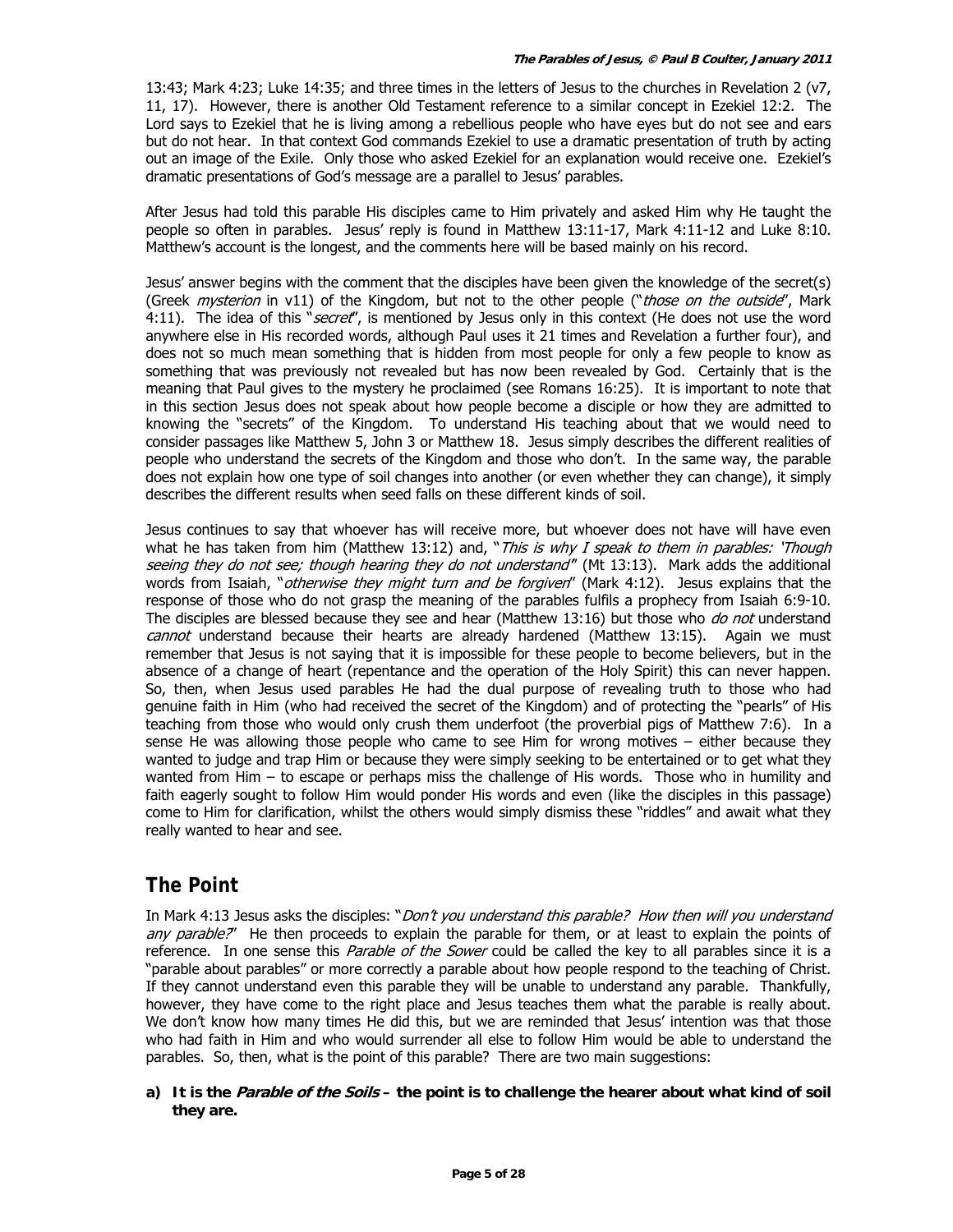13:43; Mark 4:23; Luke 14:35; and three times in the letters of Jesus to the churches in Revelation 2 (v7, 11, 17). However, there is another Old Testament reference to a similar concept in Ezekiel 12:2. The Lord says to Ezekiel that he is living among a rebellious people who have eyes but do not see and ears but do not hear. In that context God commands Ezekiel to use a dramatic presentation of truth by acting out an image of the Exile. Only those who asked Ezekiel for an explanation would receive one. Ezekiel's dramatic presentations of God's message are a parallel to Jesus' parables.

After Jesus had told this parable His disciples came to Him privately and asked Him why He taught the people so often in parables. Jesus' reply is found in Matthew 13:11-17, Mark 4:11-12 and Luke 8:10. Matthew's account is the longest, and the comments here will be based mainly on his record.

Jesus' answer begins with the comment that the disciples have been given the knowledge of the secret(s) (Greek *mysterion* in v11) of the Kingdom, but not to the other people ("*those on the outside*", Mark 4:11). The idea of this "*secret*", is mentioned by Jesus only in this context (He does not use the word anywhere else in His recorded words, although Paul uses it 21 times and Revelation a further four), and does not so much mean something that is hidden from most people for only a few people to know as something that was previously not revealed but has now been revealed by God. Certainly that is the meaning that Paul gives to the mystery he proclaimed (see Romans 16:25). It is important to note that in this section Jesus does not speak about how people become a disciple or how they are admitted to knowing the "secrets" of the Kingdom. To understand His teaching about that we would need to consider passages like Matthew 5, John 3 or Matthew 18. Jesus simply describes the different realities of people who understand the secrets of the Kingdom and those who don't. In the same way, the parable does not explain how one type of soil changes into another (or even whether they can change), it simply describes the different results when seed falls on these different kinds of soil.

Jesus continues to say that whoever has will receive more, but whoever does not have will have even what he has taken from him (Matthew 13:12) and, "*This is why I speak to them in parables: 'Though seeing they do not see; though hearing they do not understand'*" (Mt 13:13). Mark adds the additional words from Isaiah, "*otherwise they might turn and be forgiven*" (Mark 4:12). Jesus explains that the response of those who do not grasp the meaning of the parables fulfils a prophecy from Isaiah 6:9-10. The disciples are blessed because they see and hear (Matthew 13:16) but those who *do not* understand *cannot* understand because their hearts are already hardened (Matthew 13:15). Again we must remember that Jesus is not saying that it is impossible for these people to become believers, but in the absence of a change of heart (repentance and the operation of the Holy Spirit) this can never happen. So, then, when Jesus used parables He had the dual purpose of revealing truth to those who had genuine faith in Him (who had received the secret of the Kingdom) and of protecting the "pearls" of His teaching from those who would only crush them underfoot (the proverbial pigs of Matthew 7:6). In a sense He was allowing those people who came to see Him for wrong motives – either because they wanted to judge and trap Him or because they were simply seeking to be entertained or to get what they wanted from Him – to escape or perhaps miss the challenge of His words. Those who in humility and faith eagerly sought to follow Him would ponder His words and even (like the disciples in this passage) come to Him for clarification, whilst the others would simply dismiss these "riddles" and await what they really wanted to hear and see.

## The Point

In Mark 4:13 Jesus asks the disciples: "*Don't you understand this parable? How then will you understand any parable?*" He then proceeds to explain the parable for them, or at least to explain the points of reference. In one sense this *Parable of the Sower* could be called the key to all parables since it is a "parable about parables" or more correctly a parable about how people respond to the teaching of Christ. If they cannot understand even this parable they will be unable to understand any parable. Thankfully, however, they have come to the right place and Jesus teaches them what the parable is really about. We don't know how many times He did this, but we are reminded that Jesus' intention was that those who had faith in Him and who would surrender all else to follow Him would be able to understand the parables. So, then, what is the point of this parable? There are two main suggestions:

**a) It is the *Parable of the Soils* – the point is to challenge the hearer about what kind of soil they are.**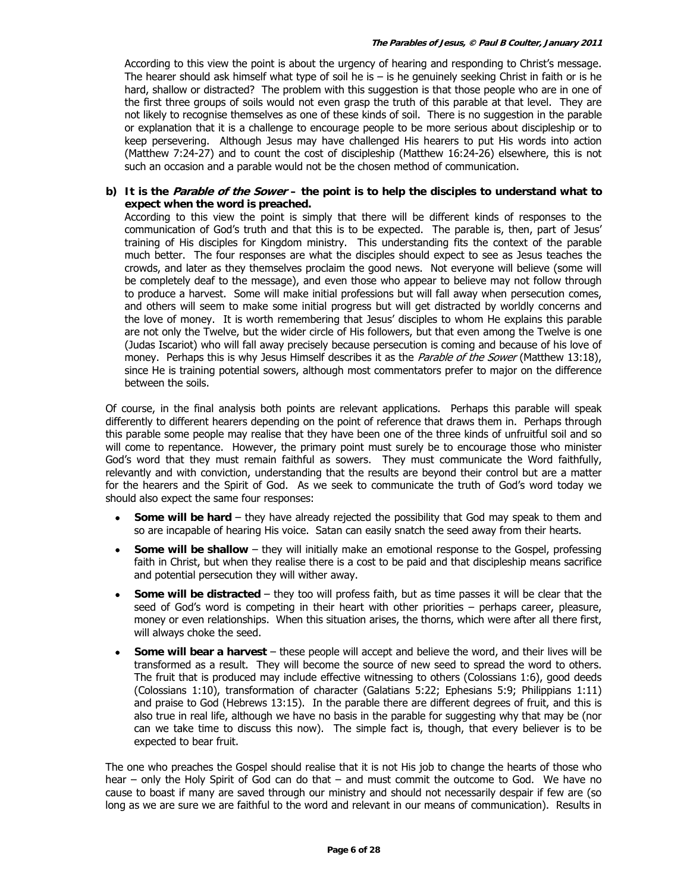According to this view the point is about the urgency of hearing and responding to Christ's message. The hearer should ask himself what type of soil he is – is he genuinely seeking Christ in faith or is he hard, shallow or distracted? The problem with this suggestion is that those people who are in one of the first three groups of soils would not even grasp the truth of this parable at that level. They are not likely to recognise themselves as one of these kinds of soil. There is no suggestion in the parable or explanation that it is a challenge to encourage people to be more serious about discipleship or to keep persevering. Although Jesus may have challenged His hearers to put His words into action (Matthew 7:24-27) and to count the cost of discipleship (Matthew 16:24-26) elsewhere, this is not such an occasion and a parable would not be the chosen method of communication.

**b) It is the *Parable of the Sower* – the point is to help the disciples to understand what to expect when the word is preached.**

According to this view the point is simply that there will be different kinds of responses to the communication of God's truth and that this is to be expected. The parable is, then, part of Jesus' training of His disciples for Kingdom ministry. This understanding fits the context of the parable much better. The four responses are what the disciples should expect to see as Jesus teaches the crowds, and later as they themselves proclaim the good news. Not everyone will believe (some will be completely deaf to the message), and even those who appear to believe may not follow through to produce a harvest. Some will make initial professions but will fall away when persecution comes, and others will seem to make some initial progress but will get distracted by worldly concerns and the love of money. It is worth remembering that Jesus' disciples to whom He explains this parable are not only the Twelve, but the wider circle of His followers, but that even among the Twelve is one (Judas Iscariot) who will fall away precisely because persecution is coming and because of his love of money. Perhaps this is why Jesus Himself describes it as the *Parable of the Sower* (Matthew 13:18), since He is training potential sowers, although most commentators prefer to major on the difference between the soils.

Of course, in the final analysis both points are relevant applications. Perhaps this parable will speak differently to different hearers depending on the point of reference that draws them in. Perhaps through this parable some people may realise that they have been one of the three kinds of unfruitful soil and so will come to repentance. However, the primary point must surely be to encourage those who minister God's word that they must remain faithful as sowers. They must communicate the Word faithfully, relevantly and with conviction, understanding that the results are beyond their control but are a matter for the hearers and the Spirit of God. As we seek to communicate the truth of God's word today we should also expect the same four responses:

- **Some will be hard** – they have already rejected the possibility that God may speak to them and so are incapable of hearing His voice. Satan can easily snatch the seed away from their hearts.
- **Some will be shallow** – they will initially make an emotional response to the Gospel, professing faith in Christ, but when they realise there is a cost to be paid and that discipleship means sacrifice and potential persecution they will wither away.
- **Some will be distracted** – they too will profess faith, but as time passes it will be clear that the seed of God's word is competing in their heart with other priorities – perhaps career, pleasure, money or even relationships. When this situation arises, the thorns, which were after all there first, will always choke the seed.
- **Some will bear a harvest** – these people will accept and believe the word, and their lives will be transformed as a result. They will become the source of new seed to spread the word to others. The fruit that is produced may include effective witnessing to others (Colossians 1:6), good deeds (Colossians 1:10), transformation of character (Galatians 5:22; Ephesians 5:9; Philippians 1:11) and praise to God (Hebrews 13:15). In the parable there are different degrees of fruit, and this is also true in real life, although we have no basis in the parable for suggesting why that may be (nor can we take time to discuss this now). The simple fact is, though, that every believer is to be expected to bear fruit.

The one who preaches the Gospel should realise that it is not His job to change the hearts of those who hear – only the Holy Spirit of God can do that – and must commit the outcome to God. We have no cause to boast if many are saved through our ministry and should not necessarily despair if few are (so long as we are sure we are faithful to the word and relevant in our means of communication). Results in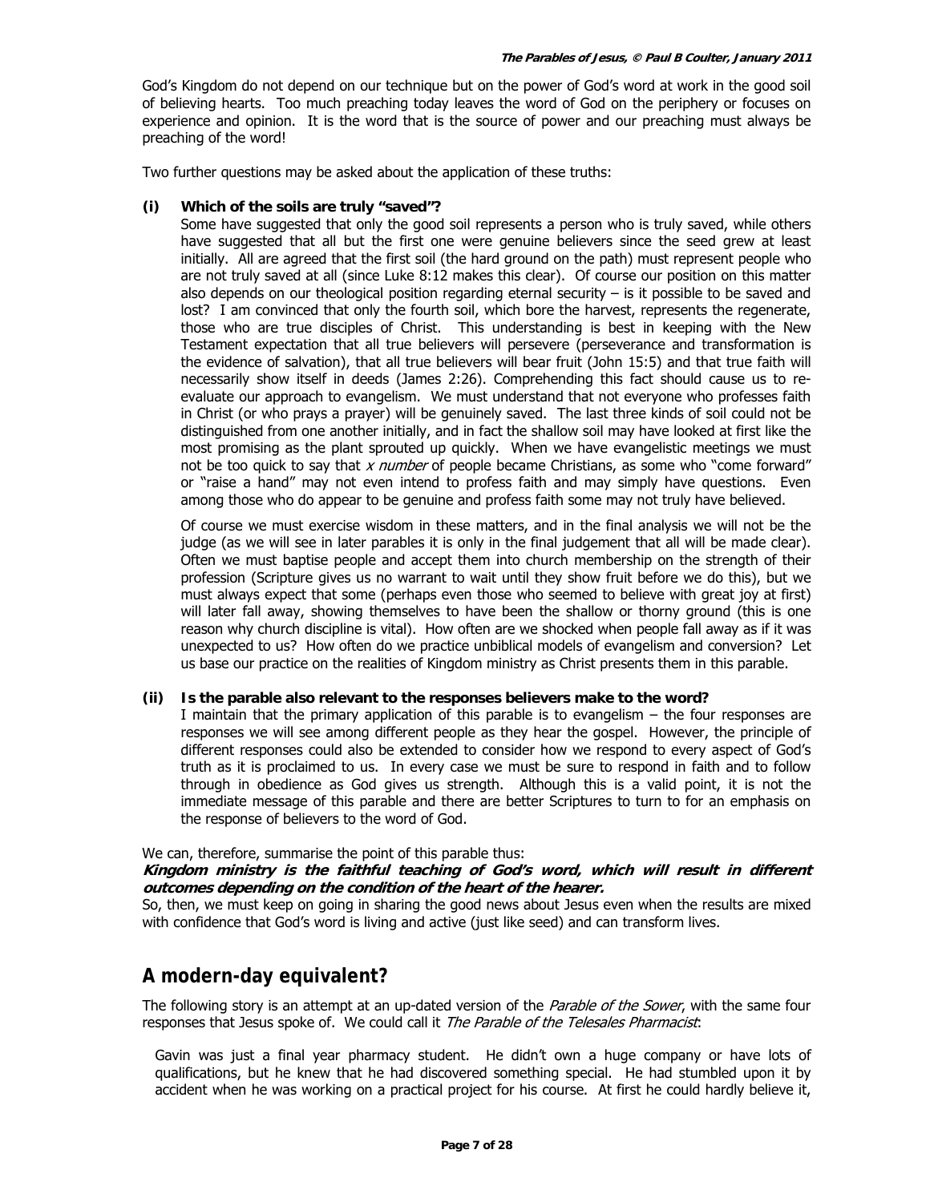God's Kingdom do not depend on our technique but on the power of God's word at work in the good soil of believing hearts. Too much preaching today leaves the word of God on the periphery or focuses on experience and opinion. It is the word that is the source of power and our preaching must always be preaching of the word!

Two further questions may be asked about the application of these truths:

**(i) Which of the soils are truly "saved"?**

Some have suggested that only the good soil represents a person who is truly saved, while others have suggested that all but the first one were genuine believers since the seed grew at least initially. All are agreed that the first soil (the hard ground on the path) must represent people who are not truly saved at all (since Luke 8:12 makes this clear). Of course our position on this matter also depends on our theological position regarding eternal security – is it possible to be saved and lost? I am convinced that only the fourth soil, which bore the harvest, represents the regenerate, those who are true disciples of Christ. This understanding is best in keeping with the New Testament expectation that all true believers will persevere (perseverance and transformation is the evidence of salvation), that all true believers will bear fruit (John 15:5) and that true faith will necessarily show itself in deeds (James 2:26). Comprehending this fact should cause us to re-evaluate our approach to evangelism. We must understand that not everyone who professes faith in Christ (or who prays a prayer) will be genuinely saved. The last three kinds of soil could not be distinguished from one another initially, and in fact the shallow soil may have looked at first like the most promising as the plant sprouted up quickly. When we have evangelistic meetings we must not be too quick to say that *x number* of people became Christians, as some who "come forward" or "raise a hand" may not even intend to profess faith and may simply have questions. Even among those who do appear to be genuine and profess faith some may not truly have believed.

Of course we must exercise wisdom in these matters, and in the final analysis we will not be the judge (as we will see in later parables it is only in the final judgement that all will be made clear). Often we must baptise people and accept them into church membership on the strength of their profession (Scripture gives us no warrant to wait until they show fruit before we do this), but we must always expect that some (perhaps even those who seemed to believe with great joy at first) will later fall away, showing themselves to have been the shallow or thorny ground (this is one reason why church discipline is vital). How often are we shocked when people fall away as if it was unexpected to us? How often do we practice unbiblical models of evangelism and conversion? Let us base our practice on the realities of Kingdom ministry as Christ presents them in this parable.

**(ii) Is the parable also relevant to the responses believers make to the word?**

I maintain that the primary application of this parable is to evangelism – the four responses are responses we will see among different people as they hear the gospel. However, the principle of different responses could also be extended to consider how we respond to every aspect of God's truth as it is proclaimed to us. In every case we must be sure to respond in faith and to follow through in obedience as God gives us strength. Although this is a valid point, it is not the immediate message of this parable and there are better Scriptures to turn to for an emphasis on the response of believers to the word of God.

We can, therefore, summarise the point of this parable thus:

***Kingdom ministry is the faithful teaching of God's word, which will result in different outcomes depending on the condition of the heart of the hearer.***

So, then, we must keep on going in sharing the good news about Jesus even when the results are mixed with confidence that God's word is living and active (just like seed) and can transform lives.

## A modern-day equivalent?

The following story is an attempt at an up-dated version of the *Parable of the Sower*, with the same four responses that Jesus spoke of. We could call it *The Parable of the Telesales Pharmacist*:

> Gavin was just a final year pharmacy student. He didn't own a huge company or have lots of qualifications, but he knew that he had discovered something special. He had stumbled upon it by accident when he was working on a practical project for his course. At first he could hardly believe it,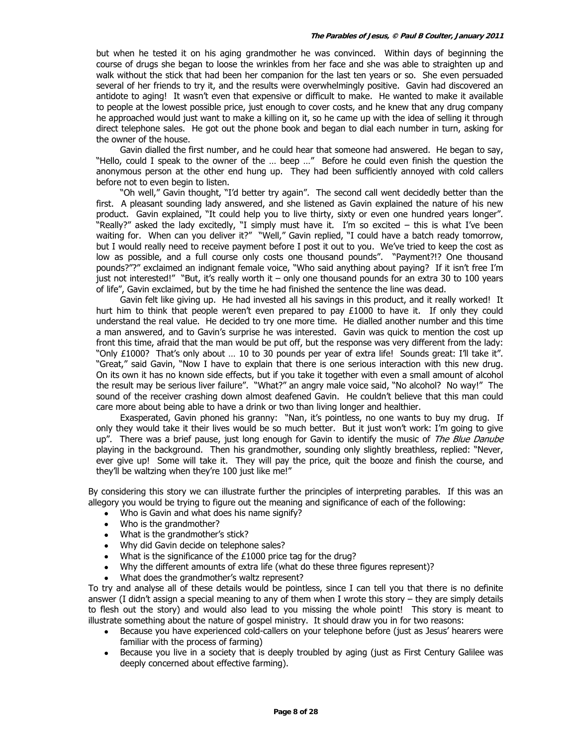but when he tested it on his aging grandmother he was convinced. Within days of beginning the course of drugs she began to loose the wrinkles from her face and she was able to straighten up and walk without the stick that had been her companion for the last ten years or so. She even persuaded several of her friends to try it, and the results were overwhelmingly positive. Gavin had discovered an antidote to aging! It wasn't even that expensive or difficult to make. He wanted to make it available to people at the lowest possible price, just enough to cover costs, and he knew that any drug company he approached would just want to make a killing on it, so he came up with the idea of selling it through direct telephone sales. He got out the phone book and began to dial each number in turn, asking for the owner of the house.

Gavin dialled the first number, and he could hear that someone had answered. He began to say, "Hello, could I speak to the owner of the … beep …" Before he could even finish the question the anonymous person at the other end hung up. They had been sufficiently annoyed with cold callers before not to even begin to listen.

"Oh well," Gavin thought, "I'd better try again". The second call went decidedly better than the first. A pleasant sounding lady answered, and she listened as Gavin explained the nature of his new product. Gavin explained, "It could help you to live thirty, sixty or even one hundred years longer". "Really?" asked the lady excitedly, "I simply must have it. I'm so excited – this is what I've been waiting for. When can you deliver it?" "Well," Gavin replied, "I could have a batch ready tomorrow, but I would really need to receive payment before I post it out to you. We've tried to keep the cost as low as possible, and a full course only costs one thousand pounds". "Payment?!? One thousand pounds?"?" exclaimed an indignant female voice, "Who said anything about paying? If it isn't free I'm just not interested!" "But, it's really worth it – only one thousand pounds for an extra 30 to 100 years of life", Gavin exclaimed, but by the time he had finished the sentence the line was dead.

Gavin felt like giving up. He had invested all his savings in this product, and it really worked! It hurt him to think that people weren't even prepared to pay £1000 to have it. If only they could understand the real value. He decided to try one more time. He dialled another number and this time a man answered, and to Gavin's surprise he was interested. Gavin was quick to mention the cost up front this time, afraid that the man would be put off, but the response was very different from the lady: "Only £1000? That's only about … 10 to 30 pounds per year of extra life! Sounds great: I'll take it". "Great," said Gavin, "Now I have to explain that there is one serious interaction with this new drug. On its own it has no known side effects, but if you take it together with even a small amount of alcohol the result may be serious liver failure". "What?" an angry male voice said, "No alcohol? No way!" The sound of the receiver crashing down almost deafened Gavin. He couldn't believe that this man could care more about being able to have a drink or two than living longer and healthier.

Exasperated, Gavin phoned his granny: "Nan, it's pointless, no one wants to buy my drug. If only they would take it their lives would be so much better. But it just won't work: I'm going to give up". There was a brief pause, just long enough for Gavin to identify the music of *The Blue Danube* playing in the background. Then his grandmother, sounding only slightly breathless, replied: "Never, ever give up! Some will take it. They will pay the price, quit the booze and finish the course, and they'll be waltzing when they're 100 just like me!"

By considering this story we can illustrate further the principles of interpreting parables. If this was an allegory you would be trying to figure out the meaning and significance of each of the following:

- Who is Gavin and what does his name signify?
- Who is the grandmother?
- What is the grandmother's stick?
- Why did Gavin decide on telephone sales?
- What is the significance of the £1000 price tag for the drug?
- Why the different amounts of extra life (what do these three figures represent)?
- What does the grandmother's waltz represent?

To try and analyse all of these details would be pointless, since I can tell you that there is no definite answer (I didn't assign a special meaning to any of them when I wrote this story – they are simply details to flesh out the story) and would also lead to you missing the whole point! This story is meant to illustrate something about the nature of gospel ministry. It should draw you in for two reasons:

- Because you have experienced cold-callers on your telephone before (just as Jesus' hearers were familiar with the process of farming)
- Because you live in a society that is deeply troubled by aging (just as First Century Galilee was deeply concerned about effective farming).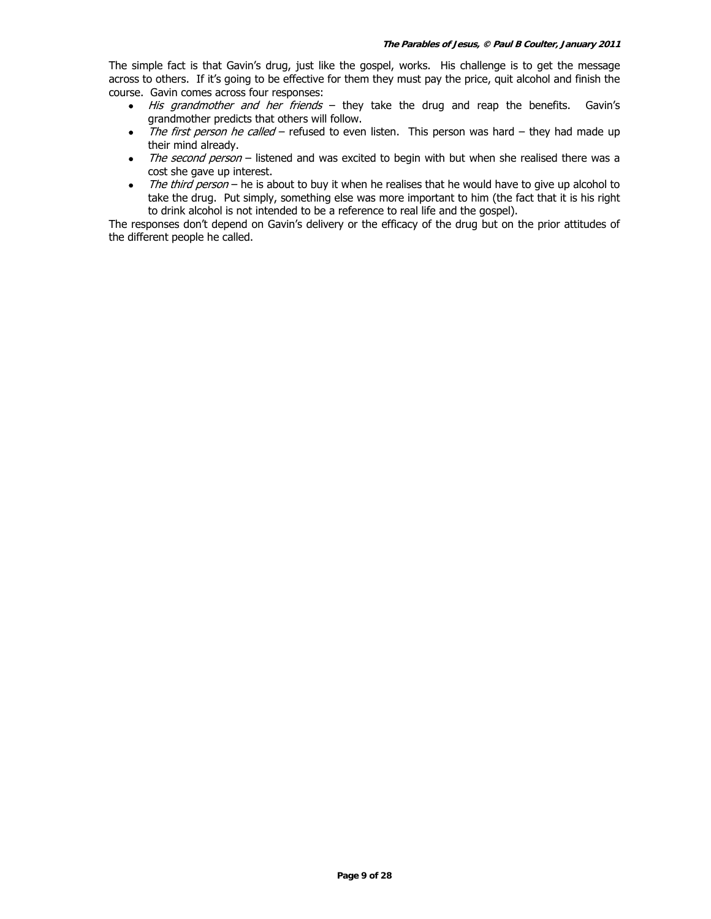The simple fact is that Gavin's drug, just like the gospel, works. His challenge is to get the message across to others. If it's going to be effective for them they must pay the price, quit alcohol and finish the course. Gavin comes across four responses:

- *His grandmother and her friends* – they take the drug and reap the benefits. Gavin's grandmother predicts that others will follow.
- *The first person he called* – refused to even listen. This person was hard – they had made up their mind already.
- *The second person* – listened and was excited to begin with but when she realised there was a cost she gave up interest.
- *The third person* – he is about to buy it when he realises that he would have to give up alcohol to take the drug. Put simply, something else was more important to him (the fact that it is his right to drink alcohol is not intended to be a reference to real life and the gospel).

The responses don't depend on Gavin's delivery or the efficacy of the drug but on the prior attitudes of the different people he called.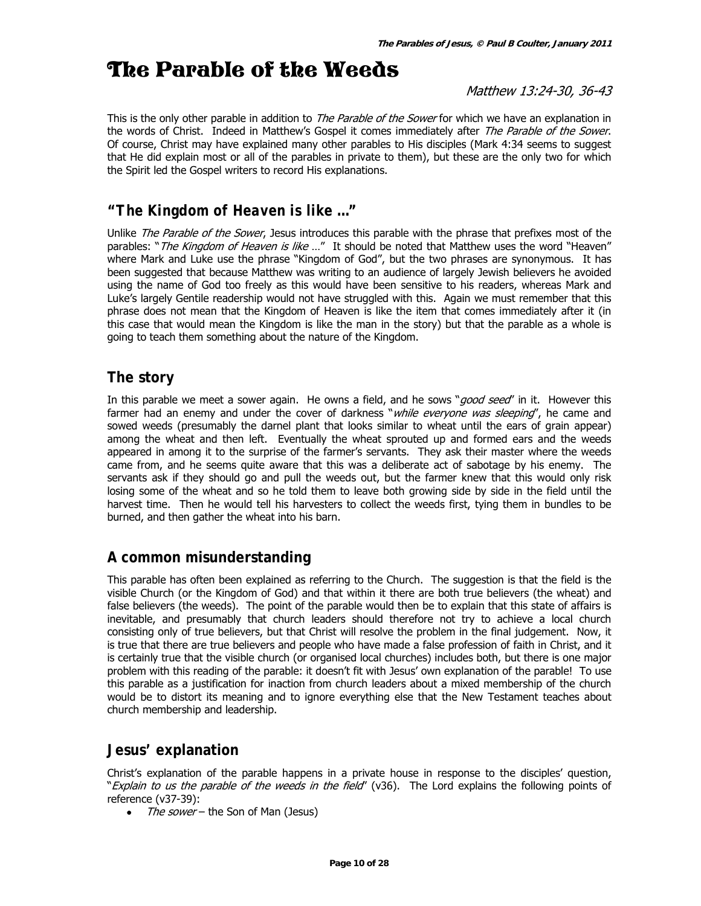# The Parable of the Weeds

*Matthew 13:24-30, 36-43*

This is the only other parable in addition to *The Parable of the Sower* for which we have an explanation in the words of Christ. Indeed in Matthew's Gospel it comes immediately after *The Parable of the Sower*. Of course, Christ may have explained many other parables to His disciples (Mark 4:34 seems to suggest that He did explain most or all of the parables in private to them), but these are the only two for which the Spirit led the Gospel writers to record His explanations.

## "The Kingdom of Heaven is like …"

Unlike *The Parable of the Sower*, Jesus introduces this parable with the phrase that prefixes most of the parables: "*The Kingdom of Heaven is like …*" It should be noted that Matthew uses the word "Heaven" where Mark and Luke use the phrase "Kingdom of God", but the two phrases are synonymous. It has been suggested that because Matthew was writing to an audience of largely Jewish believers he avoided using the name of God too freely as this would have been sensitive to his readers, whereas Mark and Luke's largely Gentile readership would not have struggled with this. Again we must remember that this phrase does not mean that the Kingdom of Heaven is like the item that comes immediately after it (in this case that would mean the Kingdom is like the man in the story) but that the parable as a whole is going to teach them something about the nature of the Kingdom.

## The story

In this parable we meet a sower again. He owns a field, and he sows "*good seed*" in it. However this farmer had an enemy and under the cover of darkness "*while everyone was sleeping*", he came and sowed weeds (presumably the darnel plant that looks similar to wheat until the ears of grain appear) among the wheat and then left. Eventually the wheat sprouted up and formed ears and the weeds appeared in among it to the surprise of the farmer's servants. They ask their master where the weeds came from, and he seems quite aware that this was a deliberate act of sabotage by his enemy. The servants ask if they should go and pull the weeds out, but the farmer knew that this would only risk losing some of the wheat and so he told them to leave both growing side by side in the field until the harvest time. Then he would tell his harvesters to collect the weeds first, tying them in bundles to be burned, and then gather the wheat into his barn.

## A common misunderstanding

This parable has often been explained as referring to the Church. The suggestion is that the field is the visible Church (or the Kingdom of God) and that within it there are both true believers (the wheat) and false believers (the weeds). The point of the parable would then be to explain that this state of affairs is inevitable, and presumably that church leaders should therefore not try to achieve a local church consisting only of true believers, but that Christ will resolve the problem in the final judgement. Now, it is true that there are true believers and people who have made a false profession of faith in Christ, and it is certainly true that the visible church (or organised local churches) includes both, but there is one major problem with this reading of the parable: it doesn't fit with Jesus' own explanation of the parable! To use this parable as a justification for inaction from church leaders about a mixed membership of the church would be to distort its meaning and to ignore everything else that the New Testament teaches about church membership and leadership.

## Jesus' explanation

Christ's explanation of the parable happens in a private house in response to the disciples' question, "*Explain to us the parable of the weeds in the field*" (v36). The Lord explains the following points of reference (v37-39):

- *The sower* – the Son of Man (Jesus)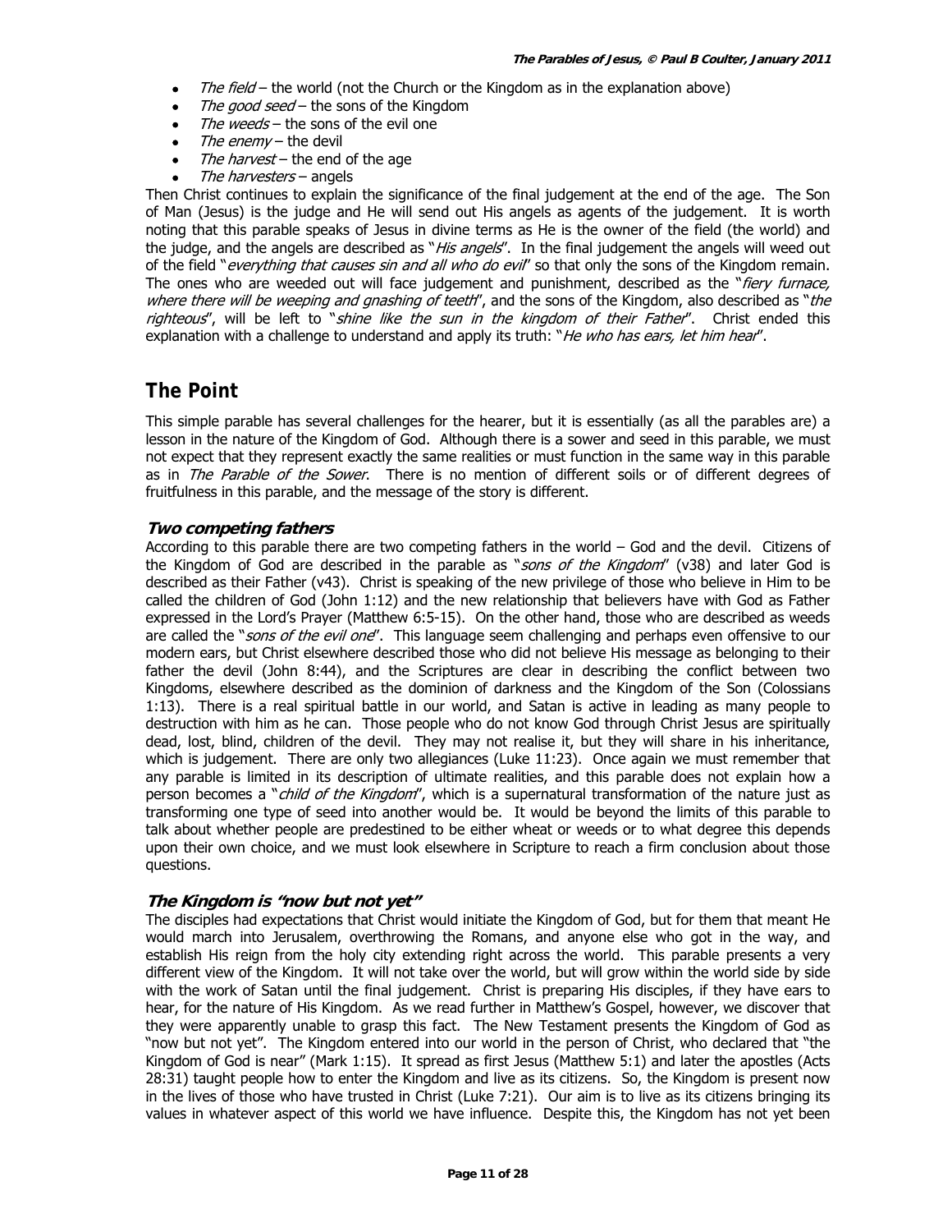- *The field* – the world (not the Church or the Kingdom as in the explanation above)
- *The good seed* – the sons of the Kingdom
- *The weeds* – the sons of the evil one
- *The enemy* – the devil
- *The harvest* – the end of the age
- *The harvesters* – angels

Then Christ continues to explain the significance of the final judgement at the end of the age. The Son of Man (Jesus) is the judge and He will send out His angels as agents of the judgement. It is worth noting that this parable speaks of Jesus in divine terms as He is the owner of the field (the world) and the judge, and the angels are described as "*His angels*". In the final judgement the angels will weed out of the field "*everything that causes sin and all who do evil*" so that only the sons of the Kingdom remain. The ones who are weeded out will face judgement and punishment, described as the "*fiery furnace, where there will be weeping and gnashing of teeth*", and the sons of the Kingdom, also described as "*the righteous*", will be left to "*shine like the sun in the kingdom of their Father*". Christ ended this explanation with a challenge to understand and apply its truth: "*He who has ears, let him hear*".

## The Point

This simple parable has several challenges for the hearer, but it is essentially (as all the parables are) a lesson in the nature of the Kingdom of God. Although there is a sower and seed in this parable, we must not expect that they represent exactly the same realities or must function in the same way in this parable as in *The Parable of the Sower*. There is no mention of different soils or of different degrees of fruitfulness in this parable, and the message of the story is different.

### *Two competing fathers*

According to this parable there are two competing fathers in the world – God and the devil. Citizens of the Kingdom of God are described in the parable as "*sons of the Kingdom*" (v38) and later God is described as their Father (v43). Christ is speaking of the new privilege of those who believe in Him to be called the children of God (John 1:12) and the new relationship that believers have with God as Father expressed in the Lord's Prayer (Matthew 6:5-15). On the other hand, those who are described as weeds are called the "*sons of the evil one*". This language seem challenging and perhaps even offensive to our modern ears, but Christ elsewhere described those who did not believe His message as belonging to their father the devil (John 8:44), and the Scriptures are clear in describing the conflict between two Kingdoms, elsewhere described as the dominion of darkness and the Kingdom of the Son (Colossians 1:13). There is a real spiritual battle in our world, and Satan is active in leading as many people to destruction with him as he can. Those people who do not know God through Christ Jesus are spiritually dead, lost, blind, children of the devil. They may not realise it, but they will share in his inheritance, which is judgement. There are only two allegiances (Luke 11:23). Once again we must remember that any parable is limited in its description of ultimate realities, and this parable does not explain how a person becomes a "*child of the Kingdom*", which is a supernatural transformation of the nature just as transforming one type of seed into another would be. It would be beyond the limits of this parable to talk about whether people are predestined to be either wheat or weeds or to what degree this depends upon their own choice, and we must look elsewhere in Scripture to reach a firm conclusion about those questions.

### *The Kingdom is "now but not yet"*

The disciples had expectations that Christ would initiate the Kingdom of God, but for them that meant He would march into Jerusalem, overthrowing the Romans, and anyone else who got in the way, and establish His reign from the holy city extending right across the world. This parable presents a very different view of the Kingdom. It will not take over the world, but will grow within the world side by side with the work of Satan until the final judgement. Christ is preparing His disciples, if they have ears to hear, for the nature of His Kingdom. As we read further in Matthew's Gospel, however, we discover that they were apparently unable to grasp this fact. The New Testament presents the Kingdom of God as "now but not yet". The Kingdom entered into our world in the person of Christ, who declared that "the Kingdom of God is near" (Mark 1:15). It spread as first Jesus (Matthew 5:1) and later the apostles (Acts 28:31) taught people how to enter the Kingdom and live as its citizens. So, the Kingdom is present now in the lives of those who have trusted in Christ (Luke 7:21). Our aim is to live as its citizens bringing its values in whatever aspect of this world we have influence. Despite this, the Kingdom has not yet been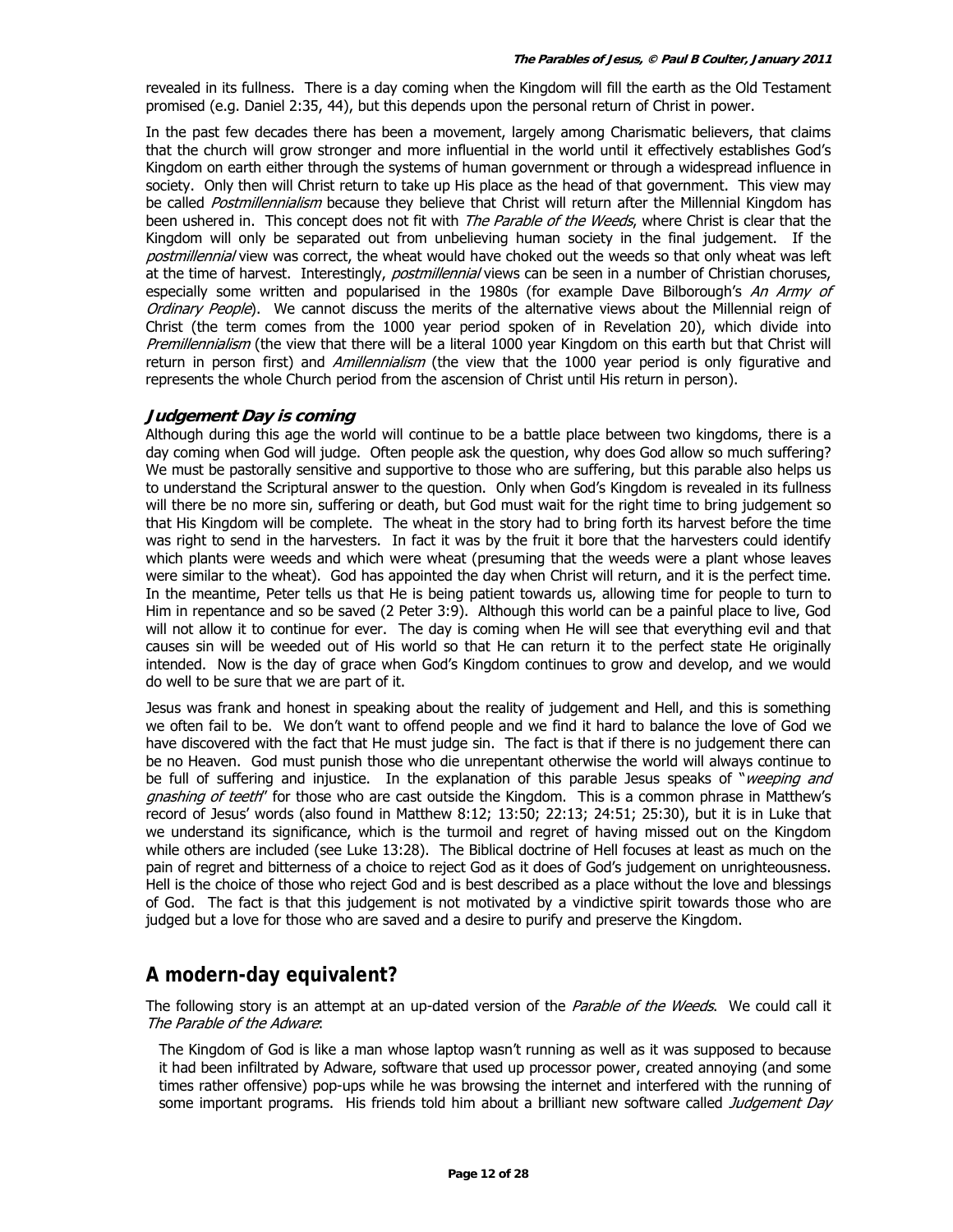revealed in its fullness. There is a day coming when the Kingdom will fill the earth as the Old Testament promised (e.g. Daniel 2:35, 44), but this depends upon the personal return of Christ in power.

In the past few decades there has been a movement, largely among Charismatic believers, that claims that the church will grow stronger and more influential in the world until it effectively establishes God's Kingdom on earth either through the systems of human government or through a widespread influence in society. Only then will Christ return to take up His place as the head of that government. This view may be called *Postmillennialism* because they believe that Christ will return after the Millennial Kingdom has been ushered in. This concept does not fit with *The Parable of the Weeds*, where Christ is clear that the Kingdom will only be separated out from unbelieving human society in the final judgement. If the *postmillennial* view was correct, the wheat would have choked out the weeds so that only wheat was left at the time of harvest. Interestingly, *postmillennial* views can be seen in a number of Christian choruses, especially some written and popularised in the 1980s (for example Dave Bilborough's *An Army of Ordinary People*). We cannot discuss the merits of the alternative views about the Millennial reign of Christ (the term comes from the 1000 year period spoken of in Revelation 20), which divide into *Premillennialism* (the view that there will be a literal 1000 year Kingdom on this earth but that Christ will return in person first) and *Amillennialism* (the view that the 1000 year period is only figurative and represents the whole Church period from the ascension of Christ until His return in person).

### Judgement Day is coming

Although during this age the world will continue to be a battle place between two kingdoms, there is a day coming when God will judge. Often people ask the question, why does God allow so much suffering? We must be pastorally sensitive and supportive to those who are suffering, but this parable also helps us to understand the Scriptural answer to the question. Only when God's Kingdom is revealed in its fullness will there be no more sin, suffering or death, but God must wait for the right time to bring judgement so that His Kingdom will be complete. The wheat in the story had to bring forth its harvest before the time was right to send in the harvesters. In fact it was by the fruit it bore that the harvesters could identify which plants were weeds and which were wheat (presuming that the weeds were a plant whose leaves were similar to the wheat). God has appointed the day when Christ will return, and it is the perfect time. In the meantime, Peter tells us that He is being patient towards us, allowing time for people to turn to Him in repentance and so be saved (2 Peter 3:9). Although this world can be a painful place to live, God will not allow it to continue for ever. The day is coming when He will see that everything evil and that causes sin will be weeded out of His world so that He can return it to the perfect state He originally intended. Now is the day of grace when God's Kingdom continues to grow and develop, and we would do well to be sure that we are part of it.

Jesus was frank and honest in speaking about the reality of judgement and Hell, and this is something we often fail to be. We don't want to offend people and we find it hard to balance the love of God we have discovered with the fact that He must judge sin. The fact is that if there is no judgement there can be no Heaven. God must punish those who die unrepentant otherwise the world will always continue to be full of suffering and injustice. In the explanation of this parable Jesus speaks of "*weeping and gnashing of teeth*" for those who are cast outside the Kingdom. This is a common phrase in Matthew's record of Jesus' words (also found in Matthew 8:12; 13:50; 22:13; 24:51; 25:30), but it is in Luke that we understand its significance, which is the turmoil and regret of having missed out on the Kingdom while others are included (see Luke 13:28). The Biblical doctrine of Hell focuses at least as much on the pain of regret and bitterness of a choice to reject God as it does of God's judgement on unrighteousness. Hell is the choice of those who reject God and is best described as a place without the love and blessings of God. The fact is that this judgement is not motivated by a vindictive spirit towards those who are judged but a love for those who are saved and a desire to purify and preserve the Kingdom.

## A modern-day equivalent?

The following story is an attempt at an up-dated version of the *Parable of the Weeds*. We could call it *The Parable of the Adware*:

> The Kingdom of God is like a man whose laptop wasn't running as well as it was supposed to because it had been infiltrated by Adware, software that used up processor power, created annoying (and some times rather offensive) pop-ups while he was browsing the internet and interfered with the running of some important programs. His friends told him about a brilliant new software called *Judgement Day*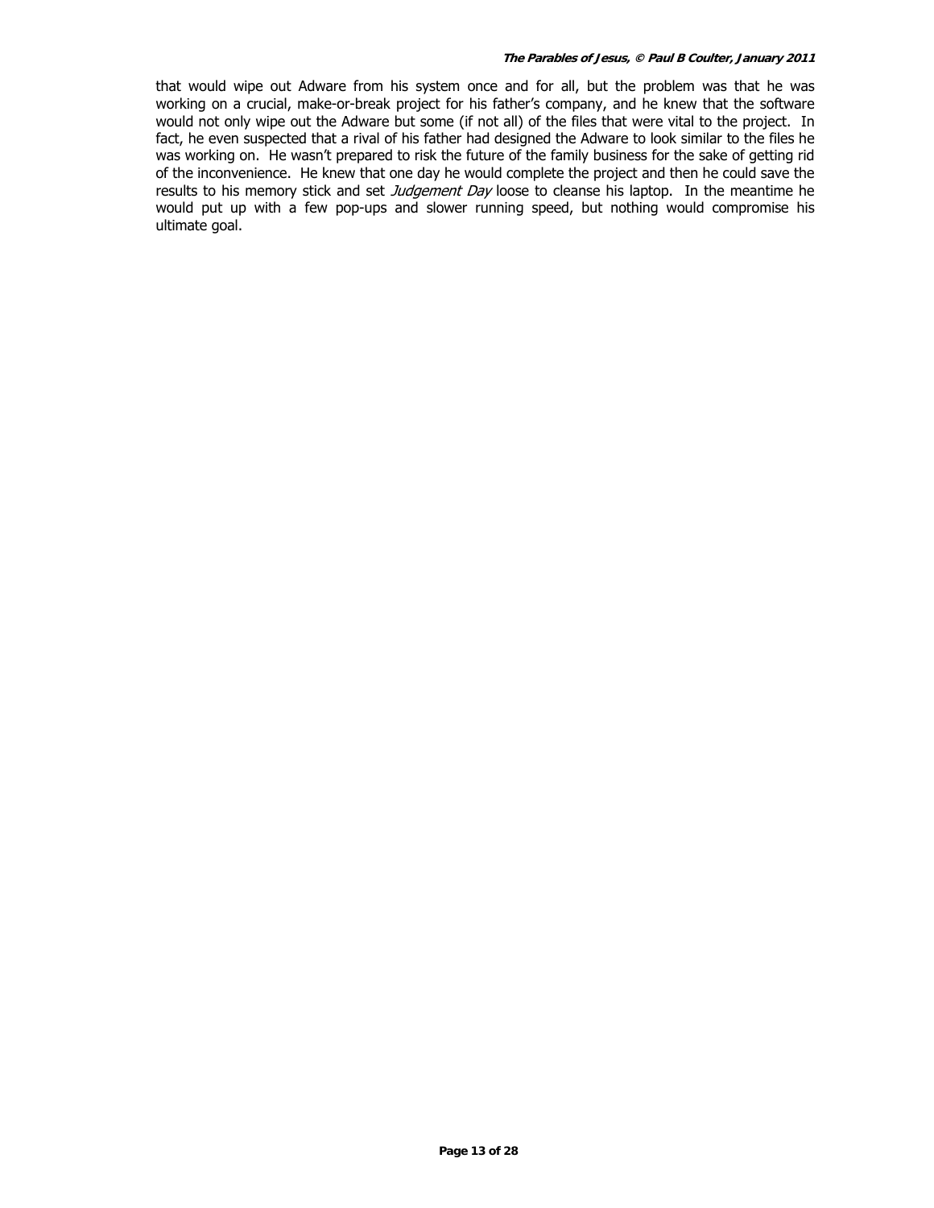that would wipe out Adware from his system once and for all, but the problem was that he was working on a crucial, make-or-break project for his father's company, and he knew that the software would not only wipe out the Adware but some (if not all) of the files that were vital to the project. In fact, he even suspected that a rival of his father had designed the Adware to look similar to the files he was working on. He wasn't prepared to risk the future of the family business for the sake of getting rid of the inconvenience. He knew that one day he would complete the project and then he could save the results to his memory stick and set *Judgement Day* loose to cleanse his laptop. In the meantime he would put up with a few pop-ups and slower running speed, but nothing would compromise his ultimate goal.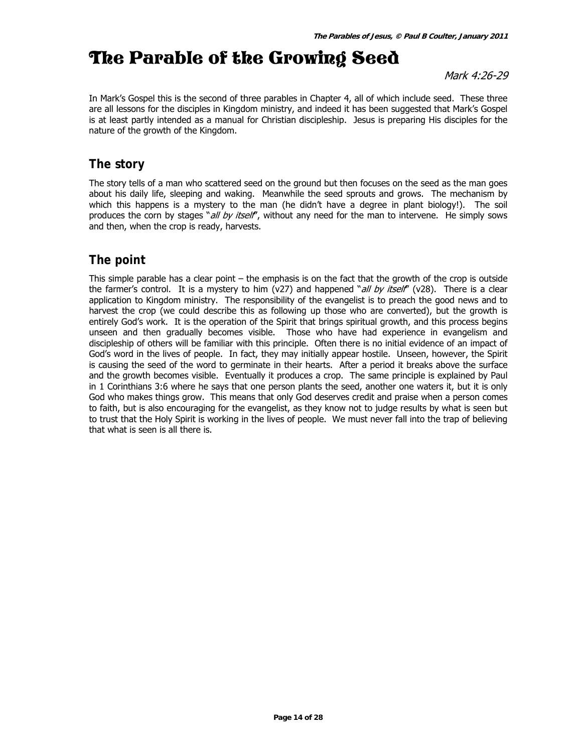# The Parable of the Growing Seed

*Mark 4:26-29*

In Mark's Gospel this is the second of three parables in Chapter 4, all of which include seed. These three are all lessons for the disciples in Kingdom ministry, and indeed it has been suggested that Mark's Gospel is at least partly intended as a manual for Christian discipleship. Jesus is preparing His disciples for the nature of the growth of the Kingdom.

## The story

The story tells of a man who scattered seed on the ground but then focuses on the seed as the man goes about his daily life, sleeping and waking. Meanwhile the seed sprouts and grows. The mechanism by which this happens is a mystery to the man (he didn't have a degree in plant biology!). The soil produces the corn by stages "*all by itself*", without any need for the man to intervene. He simply sows and then, when the crop is ready, harvests.

## The point

This simple parable has a clear point – the emphasis is on the fact that the growth of the crop is outside the farmer's control. It is a mystery to him (v27) and happened "*all by itself*" (v28). There is a clear application to Kingdom ministry. The responsibility of the evangelist is to preach the good news and to harvest the crop (we could describe this as following up those who are converted), but the growth is entirely God's work. It is the operation of the Spirit that brings spiritual growth, and this process begins unseen and then gradually becomes visible. Those who have had experience in evangelism and discipleship of others will be familiar with this principle. Often there is no initial evidence of an impact of God's word in the lives of people. In fact, they may initially appear hostile. Unseen, however, the Spirit is causing the seed of the word to germinate in their hearts. After a period it breaks above the surface and the growth becomes visible. Eventually it produces a crop. The same principle is explained by Paul in 1 Corinthians 3:6 where he says that one person plants the seed, another one waters it, but it is only God who makes things grow. This means that only God deserves credit and praise when a person comes to faith, but is also encouraging for the evangelist, as they know not to judge results by what is seen but to trust that the Holy Spirit is working in the lives of people. We must never fall into the trap of believing that what is seen is all there is.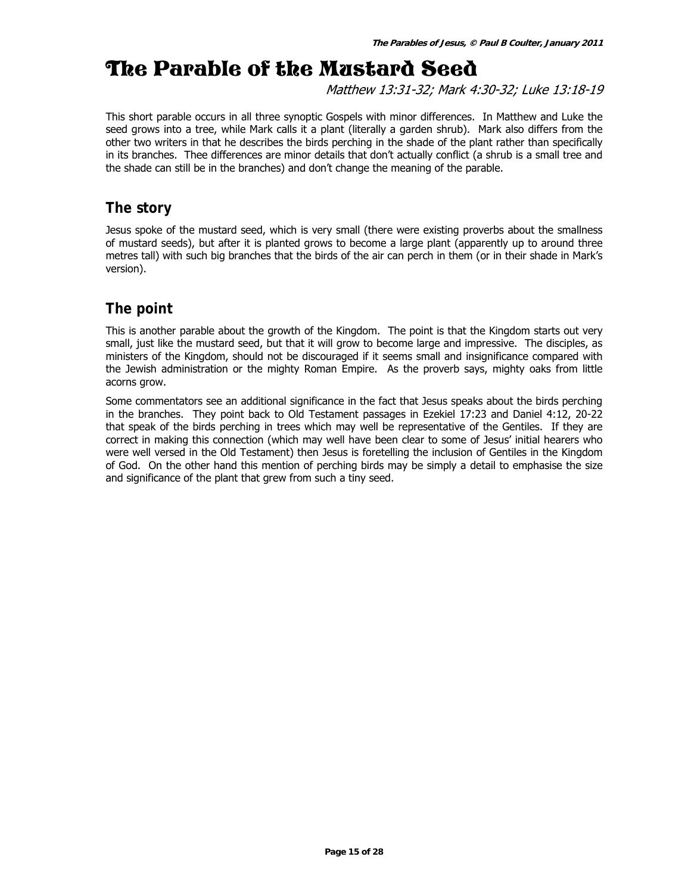# The Parable of the Mustard Seed

*Matthew 13:31-32; Mark 4:30-32; Luke 13:18-19*

This short parable occurs in all three synoptic Gospels with minor differences. In Matthew and Luke the seed grows into a tree, while Mark calls it a plant (literally a garden shrub). Mark also differs from the other two writers in that he describes the birds perching in the shade of the plant rather than specifically in its branches. Thee differences are minor details that don't actually conflict (a shrub is a small tree and the shade can still be in the branches) and don't change the meaning of the parable.

## The story

Jesus spoke of the mustard seed, which is very small (there were existing proverbs about the smallness of mustard seeds), but after it is planted grows to become a large plant (apparently up to around three metres tall) with such big branches that the birds of the air can perch in them (or in their shade in Mark's version).

## The point

This is another parable about the growth of the Kingdom. The point is that the Kingdom starts out very small, just like the mustard seed, but that it will grow to become large and impressive. The disciples, as ministers of the Kingdom, should not be discouraged if it seems small and insignificance compared with the Jewish administration or the mighty Roman Empire. As the proverb says, mighty oaks from little acorns grow.

Some commentators see an additional significance in the fact that Jesus speaks about the birds perching in the branches. They point back to Old Testament passages in Ezekiel 17:23 and Daniel 4:12, 20-22 that speak of the birds perching in trees which may well be representative of the Gentiles. If they are correct in making this connection (which may well have been clear to some of Jesus' initial hearers who were well versed in the Old Testament) then Jesus is foretelling the inclusion of Gentiles in the Kingdom of God. On the other hand this mention of perching birds may be simply a detail to emphasise the size and significance of the plant that grew from such a tiny seed.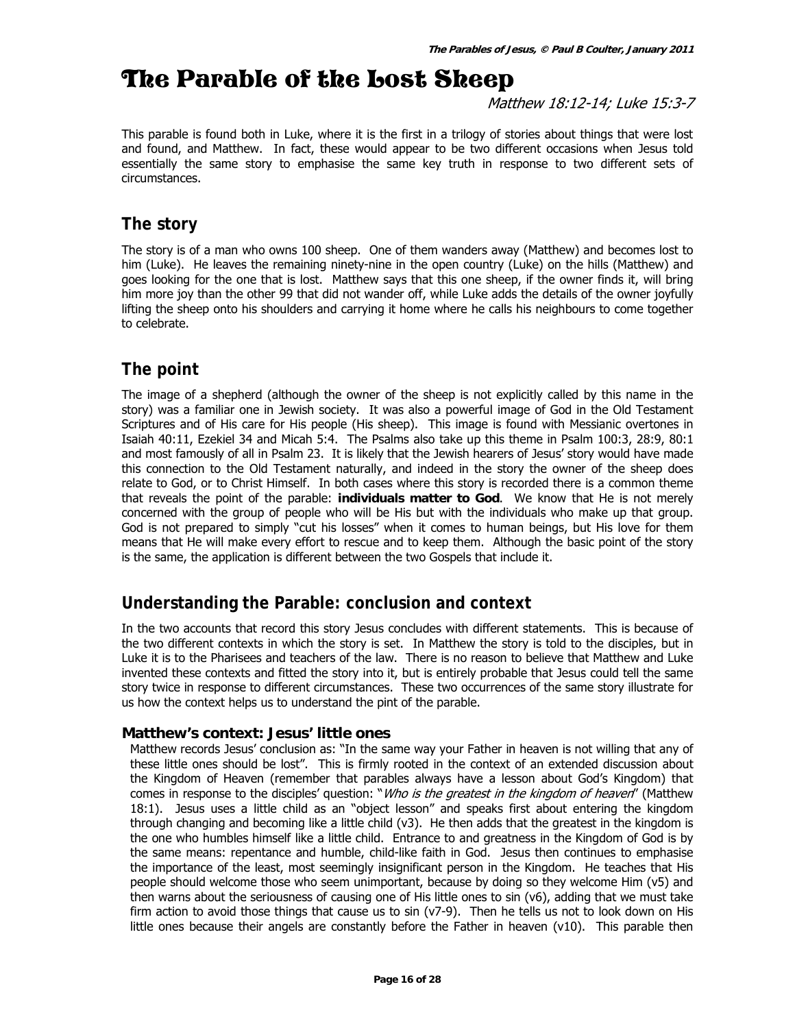# The Parable of the Lost Sheep

*Matthew 18:12-14; Luke 15:3-7*

This parable is found both in Luke, where it is the first in a trilogy of stories about things that were lost and found, and Matthew. In fact, these would appear to be two different occasions when Jesus told essentially the same story to emphasise the same key truth in response to two different sets of circumstances.

## The story

The story is of a man who owns 100 sheep. One of them wanders away (Matthew) and becomes lost to him (Luke). He leaves the remaining ninety-nine in the open country (Luke) on the hills (Matthew) and goes looking for the one that is lost. Matthew says that this one sheep, if the owner finds it, will bring him more joy than the other 99 that did not wander off, while Luke adds the details of the owner joyfully lifting the sheep onto his shoulders and carrying it home where he calls his neighbours to come together to celebrate.

## The point

The image of a shepherd (although the owner of the sheep is not explicitly called by this name in the story) was a familiar one in Jewish society. It was also a powerful image of God in the Old Testament Scriptures and of His care for His people (His sheep). This image is found with Messianic overtones in Isaiah 40:11, Ezekiel 34 and Micah 5:4. The Psalms also take up this theme in Psalm 100:3, 28:9, 80:1 and most famously of all in Psalm 23. It is likely that the Jewish hearers of Jesus' story would have made this connection to the Old Testament naturally, and indeed in the story the owner of the sheep does relate to God, or to Christ Himself. In both cases where this story is recorded there is a common theme that reveals the point of the parable: **individuals matter to God**. We know that He is not merely concerned with the group of people who will be His but with the individuals who make up that group. God is not prepared to simply "cut his losses" when it comes to human beings, but His love for them means that He will make every effort to rescue and to keep them. Although the basic point of the story is the same, the application is different between the two Gospels that include it.

## Understanding the Parable: conclusion and context

In the two accounts that record this story Jesus concludes with different statements. This is because of the two different contexts in which the story is set. In Matthew the story is told to the disciples, but in Luke it is to the Pharisees and teachers of the law. There is no reason to believe that Matthew and Luke invented these contexts and fitted the story into it, but is entirely probable that Jesus could tell the same story twice in response to different circumstances. These two occurrences of the same story illustrate for us how the context helps us to understand the pint of the parable.

### Matthew's context: Jesus' little ones

Matthew records Jesus' conclusion as: "In the same way your Father in heaven is not willing that any of these little ones should be lost". This is firmly rooted in the context of an extended discussion about the Kingdom of Heaven (remember that parables always have a lesson about God's Kingdom) that comes in response to the disciples' question: "*Who is the greatest in the kingdom of heaven*" (Matthew 18:1). Jesus uses a little child as an "object lesson" and speaks first about entering the kingdom through changing and becoming like a little child (v3). He then adds that the greatest in the kingdom is the one who humbles himself like a little child. Entrance to and greatness in the Kingdom of God is by the same means: repentance and humble, child-like faith in God. Jesus then continues to emphasise the importance of the least, most seemingly insignificant person in the Kingdom. He teaches that His people should welcome those who seem unimportant, because by doing so they welcome Him (v5) and then warns about the seriousness of causing one of His little ones to sin (v6), adding that we must take firm action to avoid those things that cause us to sin (v7-9). Then he tells us not to look down on His little ones because their angels are constantly before the Father in heaven (v10). This parable then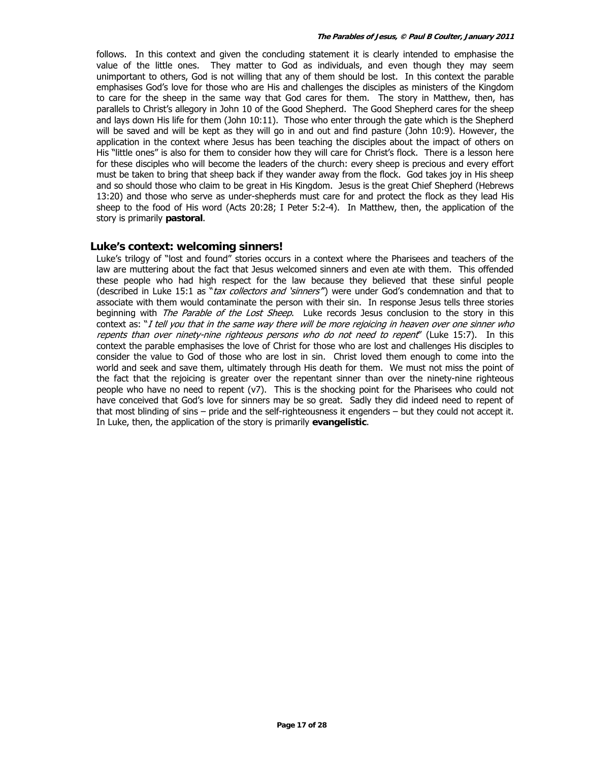follows. In this context and given the concluding statement it is clearly intended to emphasise the value of the little ones. They matter to God as individuals, and even though they may seem unimportant to others, God is not willing that any of them should be lost. In this context the parable emphasises God's love for those who are His and challenges the disciples as ministers of the Kingdom to care for the sheep in the same way that God cares for them. The story in Matthew, then, has parallels to Christ's allegory in John 10 of the Good Shepherd. The Good Shepherd cares for the sheep and lays down His life for them (John 10:11). Those who enter through the gate which is the Shepherd will be saved and will be kept as they will go in and out and find pasture (John 10:9). However, the application in the context where Jesus has been teaching the disciples about the impact of others on His "little ones" is also for them to consider how they will care for Christ's flock. There is a lesson here for these disciples who will become the leaders of the church: every sheep is precious and every effort must be taken to bring that sheep back if they wander away from the flock. God takes joy in His sheep and so should those who claim to be great in His Kingdom. Jesus is the great Chief Shepherd (Hebrews 13:20) and those who serve as under-shepherds must care for and protect the flock as they lead His sheep to the food of His word (Acts 20:28; I Peter 5:2-4). In Matthew, then, the application of the story is primarily **pastoral**.

## Luke's context: welcoming sinners!

Luke's trilogy of "lost and found" stories occurs in a context where the Pharisees and teachers of the law are muttering about the fact that Jesus welcomed sinners and even ate with them. This offended these people who had high respect for the law because they believed that these sinful people (described in Luke 15:1 as "*tax collectors and 'sinners'*") were under God's condemnation and that to associate with them would contaminate the person with their sin. In response Jesus tells three stories beginning with *The Parable of the Lost Sheep*. Luke records Jesus conclusion to the story in this context as: "*I tell you that in the same way there will be more rejoicing in heaven over one sinner who repents than over ninety-nine righteous persons who do not need to repent*" (Luke 15:7). In this context the parable emphasises the love of Christ for those who are lost and challenges His disciples to consider the value to God of those who are lost in sin. Christ loved them enough to come into the world and seek and save them, ultimately through His death for them. We must not miss the point of the fact that the rejoicing is greater over the repentant sinner than over the ninety-nine righteous people who have no need to repent (v7). This is the shocking point for the Pharisees who could not have conceived that God's love for sinners may be so great. Sadly they did indeed need to repent of that most blinding of sins – pride and the self-righteousness it engenders – but they could not accept it. In Luke, then, the application of the story is primarily **evangelistic**.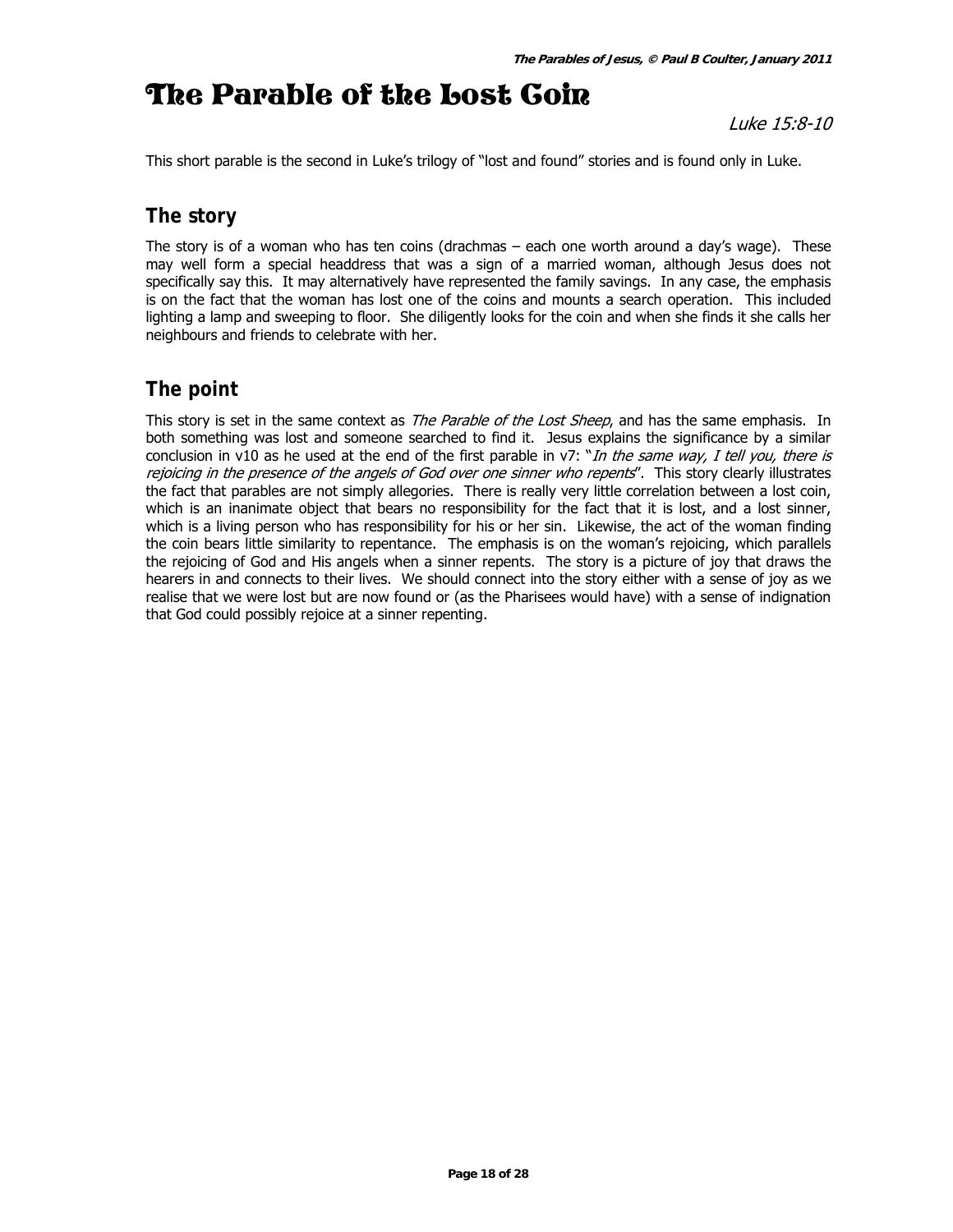# The Parable of the Lost Coin

*Luke 15:8-10*

This short parable is the second in Luke's trilogy of "lost and found" stories and is found only in Luke.

## The story

The story is of a woman who has ten coins (drachmas – each one worth around a day's wage). These may well form a special headdress that was a sign of a married woman, although Jesus does not specifically say this. It may alternatively have represented the family savings. In any case, the emphasis is on the fact that the woman has lost one of the coins and mounts a search operation. This included lighting a lamp and sweeping to floor. She diligently looks for the coin and when she finds it she calls her neighbours and friends to celebrate with her.

## The point

This story is set in the same context as *The Parable of the Lost Sheep*, and has the same emphasis. In both something was lost and someone searched to find it. Jesus explains the significance by a similar conclusion in v10 as he used at the end of the first parable in v7: "*In the same way, I tell you, there is rejoicing in the presence of the angels of God over one sinner who repents*". This story clearly illustrates the fact that parables are not simply allegories. There is really very little correlation between a lost coin, which is an inanimate object that bears no responsibility for the fact that it is lost, and a lost sinner, which is a living person who has responsibility for his or her sin. Likewise, the act of the woman finding the coin bears little similarity to repentance. The emphasis is on the woman's rejoicing, which parallels the rejoicing of God and His angels when a sinner repents. The story is a picture of joy that draws the hearers in and connects to their lives. We should connect into the story either with a sense of joy as we realise that we were lost but are now found or (as the Pharisees would have) with a sense of indignation that God could possibly rejoice at a sinner repenting.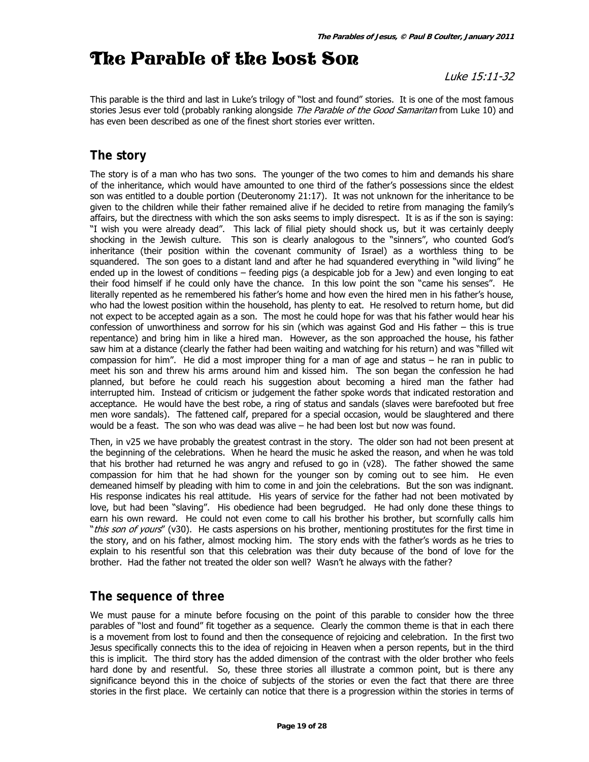# The Parable of the Lost Son

*Luke 15:11-32*

This parable is the third and last in Luke's trilogy of "lost and found" stories. It is one of the most famous stories Jesus ever told (probably ranking alongside *The Parable of the Good Samaritan* from Luke 10) and has even been described as one of the finest short stories ever written.

## The story

The story is of a man who has two sons. The younger of the two comes to him and demands his share of the inheritance, which would have amounted to one third of the father's possessions since the eldest son was entitled to a double portion (Deuteronomy 21:17). It was not unknown for the inheritance to be given to the children while their father remained alive if he decided to retire from managing the family's affairs, but the directness with which the son asks seems to imply disrespect. It is as if the son is saying: "I wish you were already dead". This lack of filial piety should shock us, but it was certainly deeply shocking in the Jewish culture. This son is clearly analogous to the "sinners", who counted God's inheritance (their position within the covenant community of Israel) as a worthless thing to be squandered. The son goes to a distant land and after he had squandered everything in "wild living" he ended up in the lowest of conditions – feeding pigs (a despicable job for a Jew) and even longing to eat their food himself if he could only have the chance. In this low point the son "came his senses". He literally repented as he remembered his father's home and how even the hired men in his father's house, who had the lowest position within the household, has plenty to eat. He resolved to return home, but did not expect to be accepted again as a son. The most he could hope for was that his father would hear his confession of unworthiness and sorrow for his sin (which was against God and His father – this is true repentance) and bring him in like a hired man. However, as the son approached the house, his father saw him at a distance (clearly the father had been waiting and watching for his return) and was "filled wit compassion for him". He did a most improper thing for a man of age and status – he ran in public to meet his son and threw his arms around him and kissed him. The son began the confession he had planned, but before he could reach his suggestion about becoming a hired man the father had interrupted him. Instead of criticism or judgement the father spoke words that indicated restoration and acceptance. He would have the best robe, a ring of status and sandals (slaves were barefooted but free men wore sandals). The fattened calf, prepared for a special occasion, would be slaughtered and there would be a feast. The son who was dead was alive – he had been lost but now was found.

Then, in v25 we have probably the greatest contrast in the story. The older son had not been present at the beginning of the celebrations. When he heard the music he asked the reason, and when he was told that his brother had returned he was angry and refused to go in (v28). The father showed the same compassion for him that he had shown for the younger son by coming out to see him. He even demeaned himself by pleading with him to come in and join the celebrations. But the son was indignant. His response indicates his real attitude. His years of service for the father had not been motivated by love, but had been "slaving". His obedience had been begrudged. He had only done these things to earn his own reward. He could not even come to call his brother his brother, but scornfully calls him "*this son of yours*" (v30). He casts aspersions on his brother, mentioning prostitutes for the first time in the story, and on his father, almost mocking him. The story ends with the father's words as he tries to explain to his resentful son that this celebration was their duty because of the bond of love for the brother. Had the father not treated the older son well? Wasn't he always with the father?

## The sequence of three

We must pause for a minute before focusing on the point of this parable to consider how the three parables of "lost and found" fit together as a sequence. Clearly the common theme is that in each there is a movement from lost to found and then the consequence of rejoicing and celebration. In the first two Jesus specifically connects this to the idea of rejoicing in Heaven when a person repents, but in the third this is implicit. The third story has the added dimension of the contrast with the older brother who feels hard done by and resentful. So, these three stories all illustrate a common point, but is there any significance beyond this in the choice of subjects of the stories or even the fact that there are three stories in the first place. We certainly can notice that there is a progression within the stories in terms of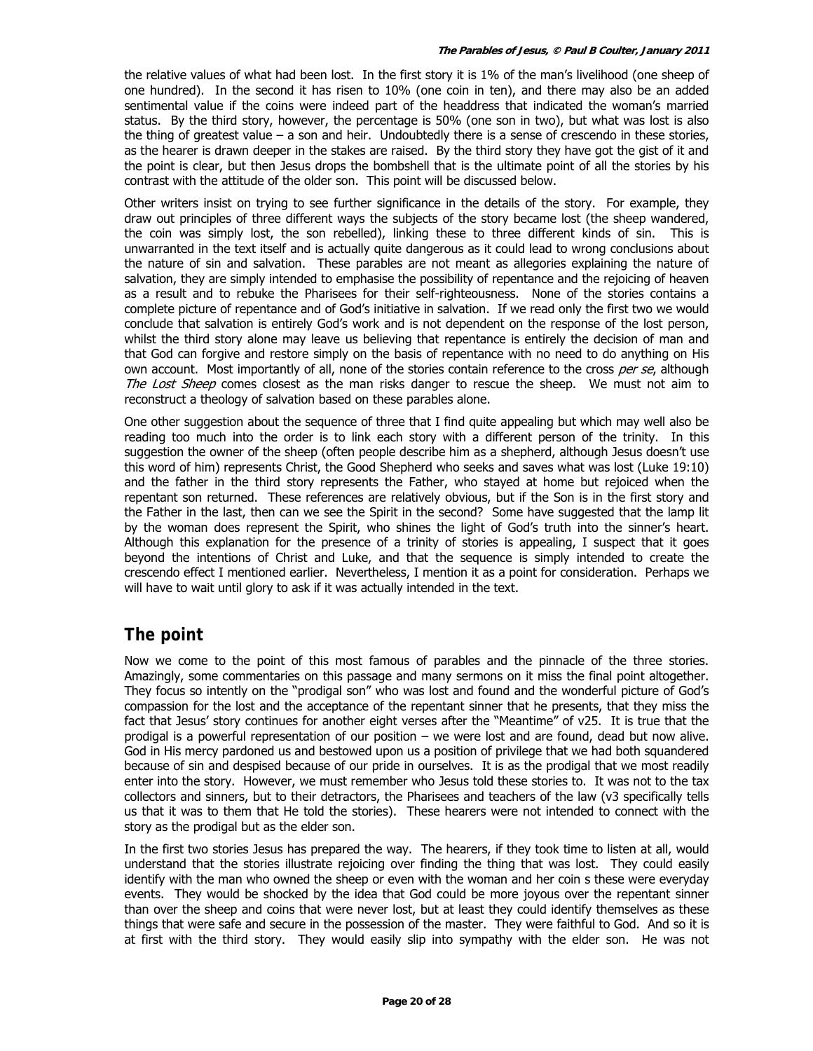the relative values of what had been lost. In the first story it is 1% of the man's livelihood (one sheep of one hundred). In the second it has risen to 10% (one coin in ten), and there may also be an added sentimental value if the coins were indeed part of the headdress that indicated the woman's married status. By the third story, however, the percentage is 50% (one son in two), but what was lost is also the thing of greatest value – a son and heir. Undoubtedly there is a sense of crescendo in these stories, as the hearer is drawn deeper in the stakes are raised. By the third story they have got the gist of it and the point is clear, but then Jesus drops the bombshell that is the ultimate point of all the stories by his contrast with the attitude of the older son. This point will be discussed below.

Other writers insist on trying to see further significance in the details of the story. For example, they draw out principles of three different ways the subjects of the story became lost (the sheep wandered, the coin was simply lost, the son rebelled), linking these to three different kinds of sin. This is unwarranted in the text itself and is actually quite dangerous as it could lead to wrong conclusions about the nature of sin and salvation. These parables are not meant as allegories explaining the nature of salvation, they are simply intended to emphasise the possibility of repentance and the rejoicing of heaven as a result and to rebuke the Pharisees for their self-righteousness. None of the stories contains a complete picture of repentance and of God's initiative in salvation. If we read only the first two we would conclude that salvation is entirely God's work and is not dependent on the response of the lost person, whilst the third story alone may leave us believing that repentance is entirely the decision of man and that God can forgive and restore simply on the basis of repentance with no need to do anything on His own account. Most importantly of all, none of the stories contain reference to the cross *per se*, although *The Lost Sheep* comes closest as the man risks danger to rescue the sheep. We must not aim to reconstruct a theology of salvation based on these parables alone.

One other suggestion about the sequence of three that I find quite appealing but which may well also be reading too much into the order is to link each story with a different person of the trinity. In this suggestion the owner of the sheep (often people describe him as a shepherd, although Jesus doesn't use this word of him) represents Christ, the Good Shepherd who seeks and saves what was lost (Luke 19:10) and the father in the third story represents the Father, who stayed at home but rejoiced when the repentant son returned. These references are relatively obvious, but if the Son is in the first story and the Father in the last, then can we see the Spirit in the second? Some have suggested that the lamp lit by the woman does represent the Spirit, who shines the light of God's truth into the sinner's heart. Although this explanation for the presence of a trinity of stories is appealing, I suspect that it goes beyond the intentions of Christ and Luke, and that the sequence is simply intended to create the crescendo effect I mentioned earlier. Nevertheless, I mention it as a point for consideration. Perhaps we will have to wait until glory to ask if it was actually intended in the text.

## The point

Now we come to the point of this most famous of parables and the pinnacle of the three stories. Amazingly, some commentaries on this passage and many sermons on it miss the final point altogether. They focus so intently on the "prodigal son" who was lost and found and the wonderful picture of God's compassion for the lost and the acceptance of the repentant sinner that he presents, that they miss the fact that Jesus' story continues for another eight verses after the "Meantime" of v25. It is true that the prodigal is a powerful representation of our position – we were lost and are found, dead but now alive. God in His mercy pardoned us and bestowed upon us a position of privilege that we had both squandered because of sin and despised because of our pride in ourselves. It is as the prodigal that we most readily enter into the story. However, we must remember who Jesus told these stories to. It was not to the tax collectors and sinners, but to their detractors, the Pharisees and teachers of the law (v3 specifically tells us that it was to them that He told the stories). These hearers were not intended to connect with the story as the prodigal but as the elder son.

In the first two stories Jesus has prepared the way. The hearers, if they took time to listen at all, would understand that the stories illustrate rejoicing over finding the thing that was lost. They could easily identify with the man who owned the sheep or even with the woman and her coin s these were everyday events. They would be shocked by the idea that God could be more joyous over the repentant sinner than over the sheep and coins that were never lost, but at least they could identify themselves as these things that were safe and secure in the possession of the master. They were faithful to God. And so it is at first with the third story. They would easily slip into sympathy with the elder son. He was not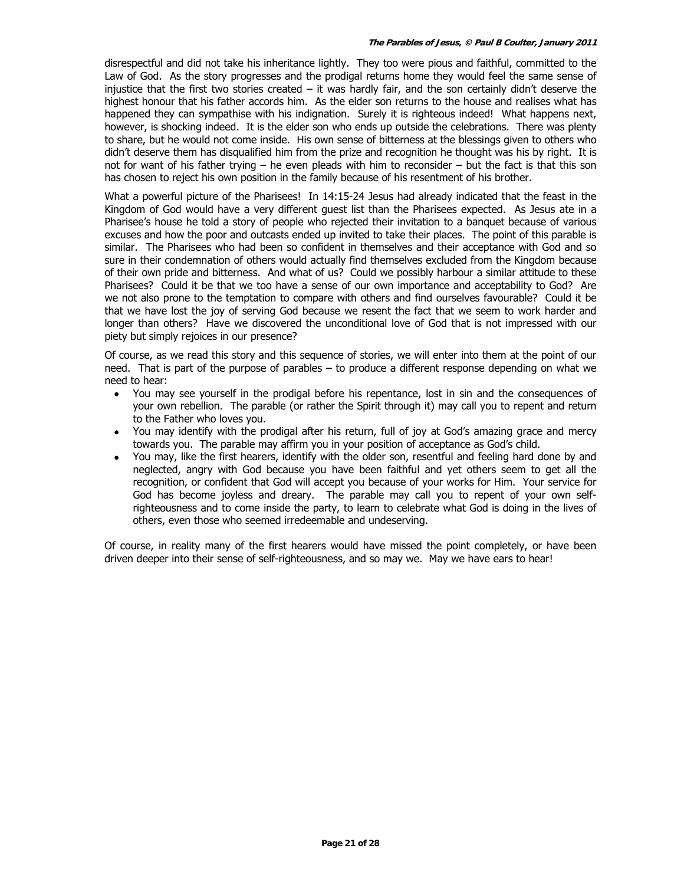disrespectful and did not take his inheritance lightly. They too were pious and faithful, committed to the Law of God. As the story progresses and the prodigal returns home they would feel the same sense of injustice that the first two stories created – it was hardly fair, and the son certainly didn't deserve the highest honour that his father accords him. As the elder son returns to the house and realises what has happened they can sympathise with his indignation. Surely it is righteous indeed! What happens next, however, is shocking indeed. It is the elder son who ends up outside the celebrations. There was plenty to share, but he would not come inside. His own sense of bitterness at the blessings given to others who didn't deserve them has disqualified him from the prize and recognition he thought was his by right. It is not for want of his father trying – he even pleads with him to reconsider – but the fact is that this son has chosen to reject his own position in the family because of his resentment of his brother.

What a powerful picture of the Pharisees! In 14:15-24 Jesus had already indicated that the feast in the Kingdom of God would have a very different guest list than the Pharisees expected. As Jesus ate in a Pharisee's house he told a story of people who rejected their invitation to a banquet because of various excuses and how the poor and outcasts ended up invited to take their places. The point of this parable is similar. The Pharisees who had been so confident in themselves and their acceptance with God and so sure in their condemnation of others would actually find themselves excluded from the Kingdom because of their own pride and bitterness. And what of us? Could we possibly harbour a similar attitude to these Pharisees? Could it be that we too have a sense of our own importance and acceptability to God? Are we not also prone to the temptation to compare with others and find ourselves favourable? Could it be that we have lost the joy of serving God because we resent the fact that we seem to work harder and longer than others? Have we discovered the unconditional love of God that is not impressed with our piety but simply rejoices in our presence?

Of course, as we read this story and this sequence of stories, we will enter into them at the point of our need. That is part of the purpose of parables – to produce a different response depending on what we need to hear:

- You may see yourself in the prodigal before his repentance, lost in sin and the consequences of your own rebellion. The parable (or rather the Spirit through it) may call you to repent and return to the Father who loves you.
- You may identify with the prodigal after his return, full of joy at God's amazing grace and mercy towards you. The parable may affirm you in your position of acceptance as God's child.
- You may, like the first hearers, identify with the older son, resentful and feeling hard done by and neglected, angry with God because you have been faithful and yet others seem to get all the recognition, or confident that God will accept you because of your works for Him. Your service for God has become joyless and dreary. The parable may call you to repent of your own self-righteousness and to come inside the party, to learn to celebrate what God is doing in the lives of others, even those who seemed irredeemable and undeserving.

Of course, in reality many of the first hearers would have missed the point completely, or have been driven deeper into their sense of self-righteousness, and so may we. May we have ears to hear!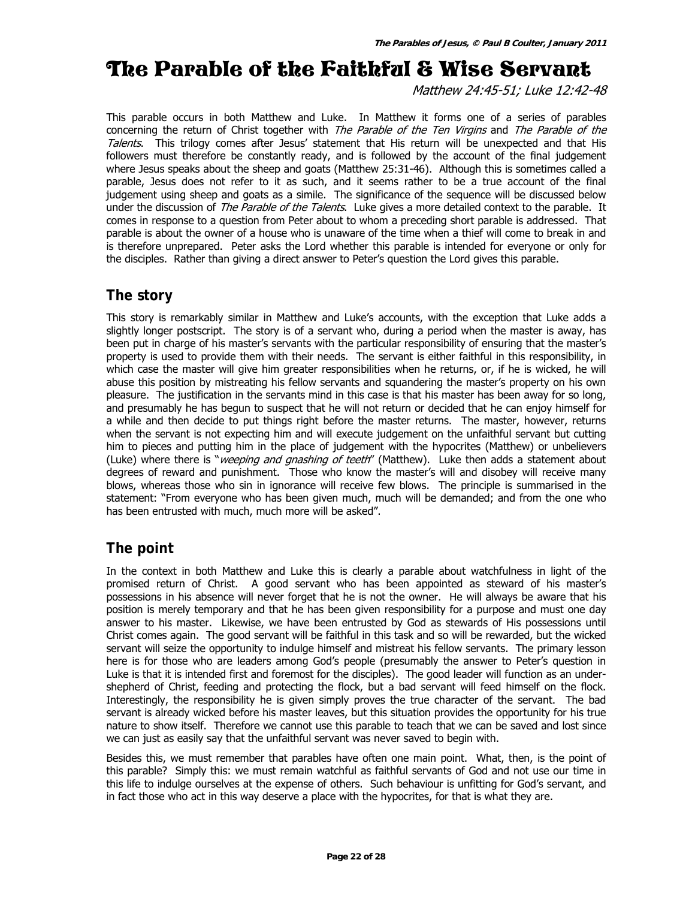# The Parable of the Faithful & Wise Servant

*Matthew 24:45-51; Luke 12:42-48*

This parable occurs in both Matthew and Luke. In Matthew it forms one of a series of parables concerning the return of Christ together with *The Parable of the Ten Virgins* and *The Parable of the Talents*. This trilogy comes after Jesus' statement that His return will be unexpected and that His followers must therefore be constantly ready, and is followed by the account of the final judgement where Jesus speaks about the sheep and goats (Matthew 25:31-46). Although this is sometimes called a parable, Jesus does not refer to it as such, and it seems rather to be a true account of the final judgement using sheep and goats as a simile. The significance of the sequence will be discussed below under the discussion of *The Parable of the Talents*. Luke gives a more detailed context to the parable. It comes in response to a question from Peter about to whom a preceding short parable is addressed. That parable is about the owner of a house who is unaware of the time when a thief will come to break in and is therefore unprepared. Peter asks the Lord whether this parable is intended for everyone or only for the disciples. Rather than giving a direct answer to Peter's question the Lord gives this parable.

## The story

This story is remarkably similar in Matthew and Luke's accounts, with the exception that Luke adds a slightly longer postscript. The story is of a servant who, during a period when the master is away, has been put in charge of his master's servants with the particular responsibility of ensuring that the master's property is used to provide them with their needs. The servant is either faithful in this responsibility, in which case the master will give him greater responsibilities when he returns, or, if he is wicked, he will abuse this position by mistreating his fellow servants and squandering the master's property on his own pleasure. The justification in the servants mind in this case is that his master has been away for so long, and presumably he has begun to suspect that he will not return or decided that he can enjoy himself for a while and then decide to put things right before the master returns. The master, however, returns when the servant is not expecting him and will execute judgement on the unfaithful servant but cutting him to pieces and putting him in the place of judgement with the hypocrites (Matthew) or unbelievers (Luke) where there is "*weeping and gnashing of teeth*" (Matthew). Luke then adds a statement about degrees of reward and punishment. Those who know the master's will and disobey will receive many blows, whereas those who sin in ignorance will receive few blows. The principle is summarised in the statement: "From everyone who has been given much, much will be demanded; and from the one who has been entrusted with much, much more will be asked".

## The point

In the context in both Matthew and Luke this is clearly a parable about watchfulness in light of the promised return of Christ. A good servant who has been appointed as steward of his master's possessions in his absence will never forget that he is not the owner. He will always be aware that his position is merely temporary and that he has been given responsibility for a purpose and must one day answer to his master. Likewise, we have been entrusted by God as stewards of His possessions until Christ comes again. The good servant will be faithful in this task and so will be rewarded, but the wicked servant will seize the opportunity to indulge himself and mistreat his fellow servants. The primary lesson here is for those who are leaders among God's people (presumably the answer to Peter's question in Luke is that it is intended first and foremost for the disciples). The good leader will function as an under-shepherd of Christ, feeding and protecting the flock, but a bad servant will feed himself on the flock. Interestingly, the responsibility he is given simply proves the true character of the servant. The bad servant is already wicked before his master leaves, but this situation provides the opportunity for his true nature to show itself. Therefore we cannot use this parable to teach that we can be saved and lost since we can just as easily say that the unfaithful servant was never saved to begin with.

Besides this, we must remember that parables have often one main point. What, then, is the point of this parable? Simply this: we must remain watchful as faithful servants of God and not use our time in this life to indulge ourselves at the expense of others. Such behaviour is unfitting for God's servant, and in fact those who act in this way deserve a place with the hypocrites, for that is what they are.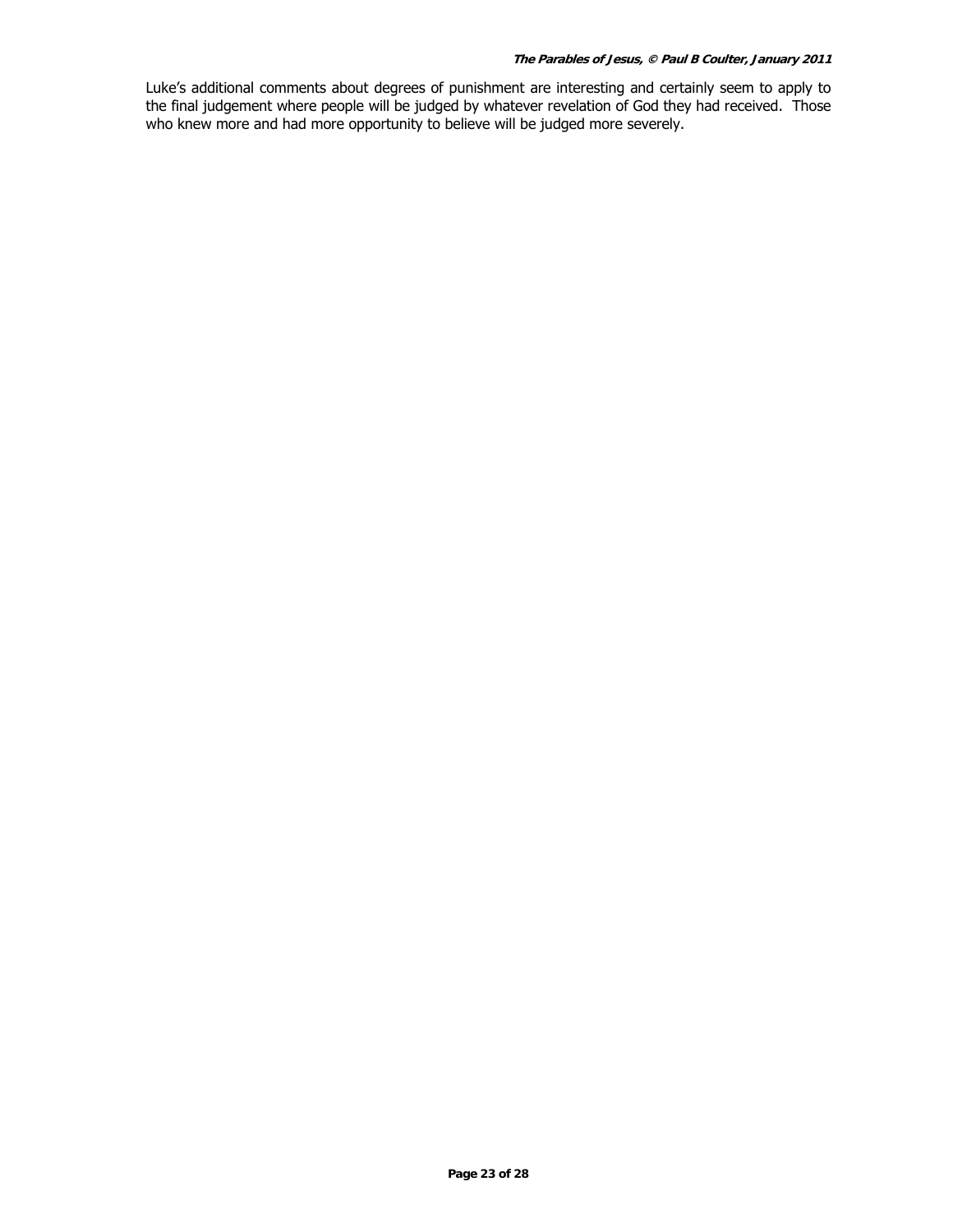Luke's additional comments about degrees of punishment are interesting and certainly seem to apply to the final judgement where people will be judged by whatever revelation of God they had received. Those who knew more and had more opportunity to believe will be judged more severely.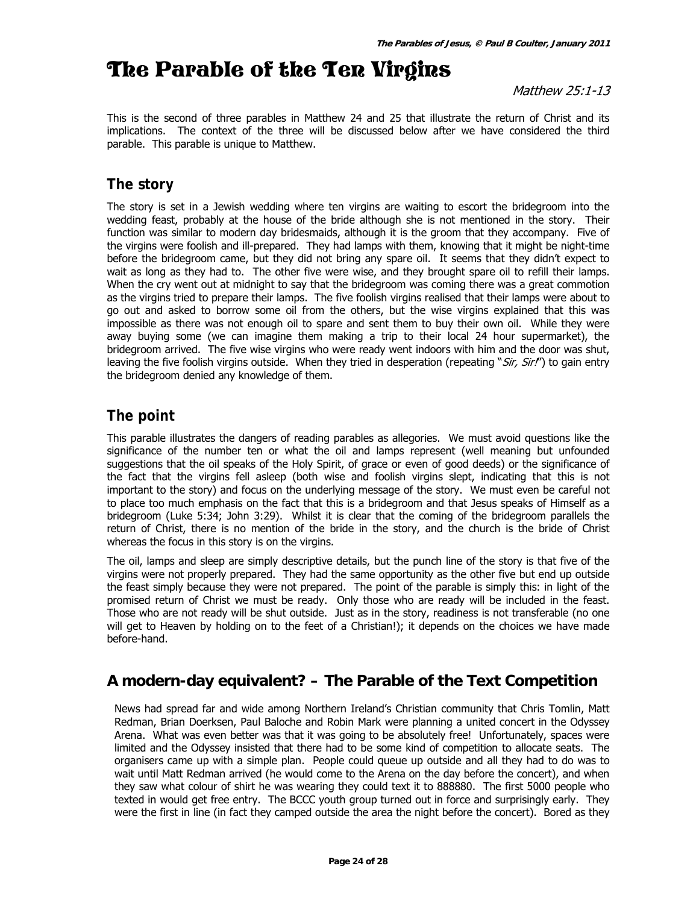# The Parable of the Ten Virgins

*Matthew 25:1-13*

This is the second of three parables in Matthew 24 and 25 that illustrate the return of Christ and its implications. The context of the three will be discussed below after we have considered the third parable. This parable is unique to Matthew.

## The story

The story is set in a Jewish wedding where ten virgins are waiting to escort the bridegroom into the wedding feast, probably at the house of the bride although she is not mentioned in the story. Their function was similar to modern day bridesmaids, although it is the groom that they accompany. Five of the virgins were foolish and ill-prepared. They had lamps with them, knowing that it might be night-time before the bridegroom came, but they did not bring any spare oil. It seems that they didn't expect to wait as long as they had to. The other five were wise, and they brought spare oil to refill their lamps. When the cry went out at midnight to say that the bridegroom was coming there was a great commotion as the virgins tried to prepare their lamps. The five foolish virgins realised that their lamps were about to go out and asked to borrow some oil from the others, but the wise virgins explained that this was impossible as there was not enough oil to spare and sent them to buy their own oil. While they were away buying some (we can imagine them making a trip to their local 24 hour supermarket), the bridegroom arrived. The five wise virgins who were ready went indoors with him and the door was shut, leaving the five foolish virgins outside. When they tried in desperation (repeating "*Sir, Sir!*") to gain entry the bridegroom denied any knowledge of them.

## The point

This parable illustrates the dangers of reading parables as allegories. We must avoid questions like the significance of the number ten or what the oil and lamps represent (well meaning but unfounded suggestions that the oil speaks of the Holy Spirit, of grace or even of good deeds) or the significance of the fact that the virgins fell asleep (both wise and foolish virgins slept, indicating that this is not important to the story) and focus on the underlying message of the story. We must even be careful not to place too much emphasis on the fact that this is a bridegroom and that Jesus speaks of Himself as a bridegroom (Luke 5:34; John 3:29). Whilst it is clear that the coming of the bridegroom parallels the return of Christ, there is no mention of the bride in the story, and the church is the bride of Christ whereas the focus in this story is on the virgins.

The oil, lamps and sleep are simply descriptive details, but the punch line of the story is that five of the virgins were not properly prepared. They had the same opportunity as the other five but end up outside the feast simply because they were not prepared. The point of the parable is simply this: in light of the promised return of Christ we must be ready. Only those who are ready will be included in the feast. Those who are not ready will be shut outside. Just as in the story, readiness is not transferable (no one will get to Heaven by holding on to the feet of a Christian!); it depends on the choices we have made before-hand.

## A modern-day equivalent? – The Parable of the Text Competition

News had spread far and wide among Northern Ireland's Christian community that Chris Tomlin, Matt Redman, Brian Doerksen, Paul Baloche and Robin Mark were planning a united concert in the Odyssey Arena. What was even better was that it was going to be absolutely free! Unfortunately, spaces were limited and the Odyssey insisted that there had to be some kind of competition to allocate seats. The organisers came up with a simple plan. People could queue up outside and all they had to do was to wait until Matt Redman arrived (he would come to the Arena on the day before the concert), and when they saw what colour of shirt he was wearing they could text it to 888880. The first 5000 people who texted in would get free entry. The BCCC youth group turned out in force and surprisingly early. They were the first in line (in fact they camped outside the area the night before the concert). Bored as they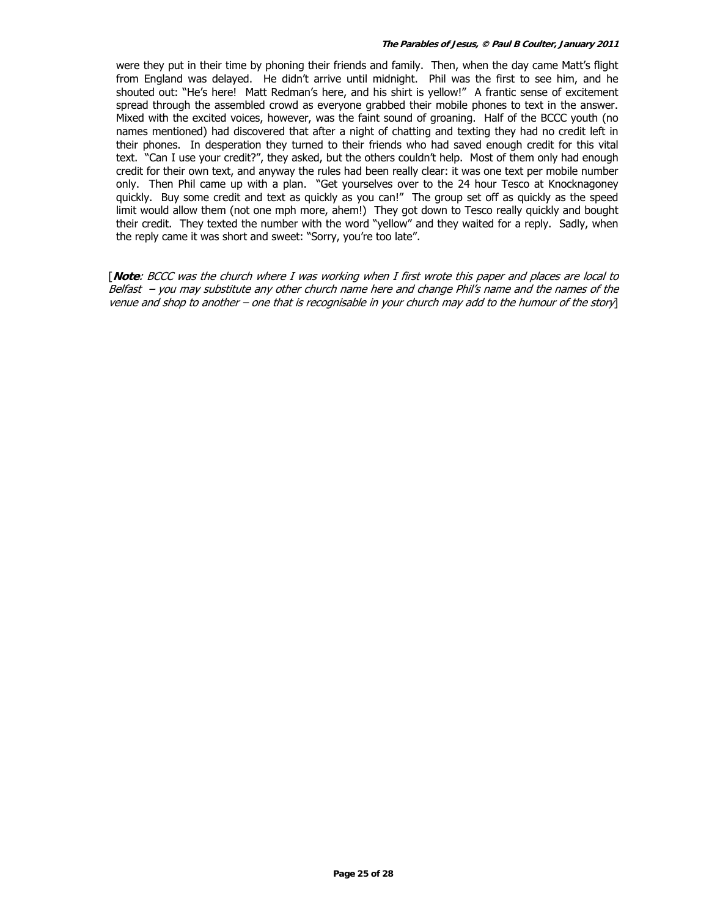were they put in their time by phoning their friends and family. Then, when the day came Matt's flight from England was delayed. He didn't arrive until midnight. Phil was the first to see him, and he shouted out: "He's here! Matt Redman's here, and his shirt is yellow!" A frantic sense of excitement spread through the assembled crowd as everyone grabbed their mobile phones to text in the answer. Mixed with the excited voices, however, was the faint sound of groaning. Half of the BCCC youth (no names mentioned) had discovered that after a night of chatting and texting they had no credit left in their phones. In desperation they turned to their friends who had saved enough credit for this vital text. "Can I use your credit?", they asked, but the others couldn't help. Most of them only had enough credit for their own text, and anyway the rules had been really clear: it was one text per mobile number only. Then Phil came up with a plan. "Get yourselves over to the 24 hour Tesco at Knocknagoney quickly. Buy some credit and text as quickly as you can!" The group set off as quickly as the speed limit would allow them (not one mph more, ahem!) They got down to Tesco really quickly and bought their credit. They texted the number with the word "yellow" and they waited for a reply. Sadly, when the reply came it was short and sweet: "Sorry, you're too late".

[***Note***: *BCCC was the church where I was working when I first wrote this paper and places are local to Belfast – you may substitute any other church name here and change Phil's name and the names of the venue and shop to another – one that is recognisable in your church may add to the humour of the story*]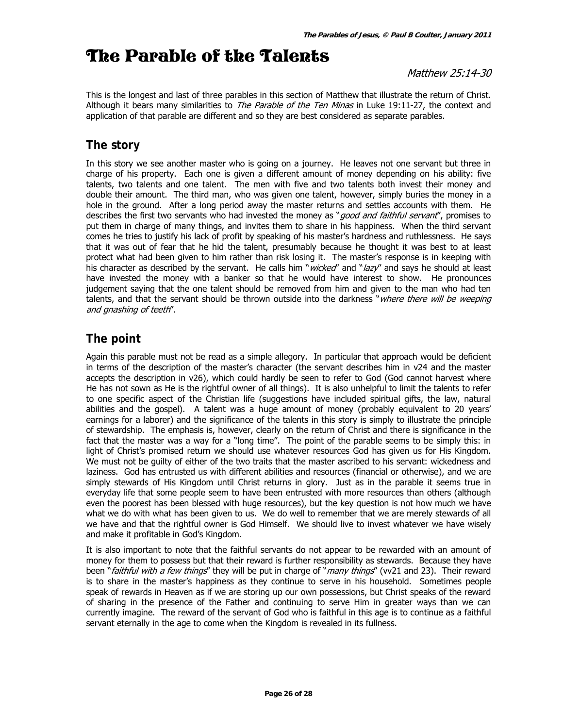# The Parable of the Talents

*Matthew 25:14-30*

This is the longest and last of three parables in this section of Matthew that illustrate the return of Christ. Although it bears many similarities to *The Parable of the Ten Minas* in Luke 19:11-27, the context and application of that parable are different and so they are best considered as separate parables.

## The story

In this story we see another master who is going on a journey. He leaves not one servant but three in charge of his property. Each one is given a different amount of money depending on his ability: five talents, two talents and one talent. The men with five and two talents both invest their money and double their amount. The third man, who was given one talent, however, simply buries the money in a hole in the ground. After a long period away the master returns and settles accounts with them. He describes the first two servants who had invested the money as "*good and faithful servant*", promises to put them in charge of many things, and invites them to share in his happiness. When the third servant comes he tries to justify his lack of profit by speaking of his master's hardness and ruthlessness. He says that it was out of fear that he hid the talent, presumably because he thought it was best to at least protect what had been given to him rather than risk losing it. The master's response is in keeping with his character as described by the servant. He calls him "*wicked*" and "*lazy*" and says he should at least have invested the money with a banker so that he would have interest to show. He pronounces judgement saying that the one talent should be removed from him and given to the man who had ten talents, and that the servant should be thrown outside into the darkness "*where there will be weeping and gnashing of teeth*".

## The point

Again this parable must not be read as a simple allegory. In particular that approach would be deficient in terms of the description of the master's character (the servant describes him in v24 and the master accepts the description in v26), which could hardly be seen to refer to God (God cannot harvest where He has not sown as He is the rightful owner of all things). It is also unhelpful to limit the talents to refer to one specific aspect of the Christian life (suggestions have included spiritual gifts, the law, natural abilities and the gospel). A talent was a huge amount of money (probably equivalent to 20 years' earnings for a laborer) and the significance of the talents in this story is simply to illustrate the principle of stewardship. The emphasis is, however, clearly on the return of Christ and there is significance in the fact that the master was a way for a "long time". The point of the parable seems to be simply this: in light of Christ's promised return we should use whatever resources God has given us for His Kingdom. We must not be guilty of either of the two traits that the master ascribed to his servant: wickedness and laziness. God has entrusted us with different abilities and resources (financial or otherwise), and we are simply stewards of His Kingdom until Christ returns in glory. Just as in the parable it seems true in everyday life that some people seem to have been entrusted with more resources than others (although even the poorest has been blessed with huge resources), but the key question is not how much we have what we do with what has been given to us. We do well to remember that we are merely stewards of all we have and that the rightful owner is God Himself. We should live to invest whatever we have wisely and make it profitable in God's Kingdom.

It is also important to note that the faithful servants do not appear to be rewarded with an amount of money for them to possess but that their reward is further responsibility as stewards. Because they have been "*faithful with a few things*" they will be put in charge of "*many things*" (vv21 and 23). Their reward is to share in the master's happiness as they continue to serve in his household. Sometimes people speak of rewards in Heaven as if we are storing up our own possessions, but Christ speaks of the reward of sharing in the presence of the Father and continuing to serve Him in greater ways than we can currently imagine. The reward of the servant of God who is faithful in this age is to continue as a faithful servant eternally in the age to come when the Kingdom is revealed in its fullness.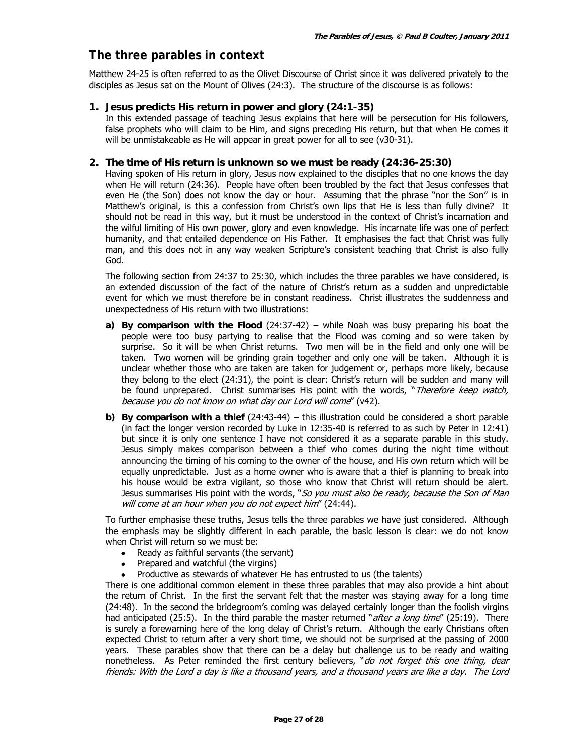## The three parables in context

Matthew 24-25 is often referred to as the Olivet Discourse of Christ since it was delivered privately to the disciples as Jesus sat on the Mount of Olives (24:3). The structure of the discourse is as follows:

### 1. Jesus predicts His return in power and glory (24:1-35)

In this extended passage of teaching Jesus explains that here will be persecution for His followers, false prophets who will claim to be Him, and signs preceding His return, but that when He comes it will be unmistakeable as He will appear in great power for all to see (v30-31).

### 2. The time of His return is unknown so we must be ready (24:36-25:30)

Having spoken of His return in glory, Jesus now explained to the disciples that no one knows the day when He will return (24:36). People have often been troubled by the fact that Jesus confesses that even He (the Son) does not know the day or hour. Assuming that the phrase "nor the Son" is in Matthew's original, is this a confession from Christ's own lips that He is less than fully divine? It should not be read in this way, but it must be understood in the context of Christ's incarnation and the wilful limiting of His own power, glory and even knowledge. His incarnate life was one of perfect humanity, and that entailed dependence on His Father. It emphasises the fact that Christ was fully man, and this does not in any way weaken Scripture's consistent teaching that Christ is also fully God.

The following section from 24:37 to 25:30, which includes the three parables we have considered, is an extended discussion of the fact of the nature of Christ's return as a sudden and unpredictable event for which we must therefore be in constant readiness. Christ illustrates the suddenness and unexpectedness of His return with two illustrations:

a) **By comparison with the Flood** (24:37-42) – while Noah was busy preparing his boat the people were too busy partying to realise that the Flood was coming and so were taken by surprise. So it will be when Christ returns. Two men will be in the field and only one will be taken. Two women will be grinding grain together and only one will be taken. Although it is unclear whether those who are taken are taken for judgement or, perhaps more likely, because they belong to the elect (24:31), the point is clear: Christ's return will be sudden and many will be found unprepared. Christ summarises His point with the words, "*Therefore keep watch, because you do not know on what day our Lord will come*" (v42).

b) **By comparison with a thief** (24:43-44) – this illustration could be considered a short parable (in fact the longer version recorded by Luke in 12:35-40 is referred to as such by Peter in 12:41) but since it is only one sentence I have not considered it as a separate parable in this study. Jesus simply makes comparison between a thief who comes during the night time without announcing the timing of his coming to the owner of the house, and His own return which will be equally unpredictable. Just as a home owner who is aware that a thief is planning to break into his house would be extra vigilant, so those who know that Christ will return should be alert. Jesus summarises His point with the words, "*So you must also be ready, because the Son of Man will come at an hour when you do not expect him*" (24:44).

To further emphasise these truths, Jesus tells the three parables we have just considered. Although the emphasis may be slightly different in each parable, the basic lesson is clear: we do not know when Christ will return so we must be:

- Ready as faithful servants (the servant)
- Prepared and watchful (the virgins)
- Productive as stewards of whatever He has entrusted to us (the talents)

There is one additional common element in these three parables that may also provide a hint about the return of Christ. In the first the servant felt that the master was staying away for a long time (24:48). In the second the bridegroom's coming was delayed certainly longer than the foolish virgins had anticipated (25:5). In the third parable the master returned "*after a long time*" (25:19). There is surely a forewarning here of the long delay of Christ's return. Although the early Christians often expected Christ to return after a very short time, we should not be surprised at the passing of 2000 years. These parables show that there can be a delay but challenge us to be ready and waiting nonetheless. As Peter reminded the first century believers, "*do not forget this one thing, dear friends: With the Lord a day is like a thousand years, and a thousand years are like a day. The Lord*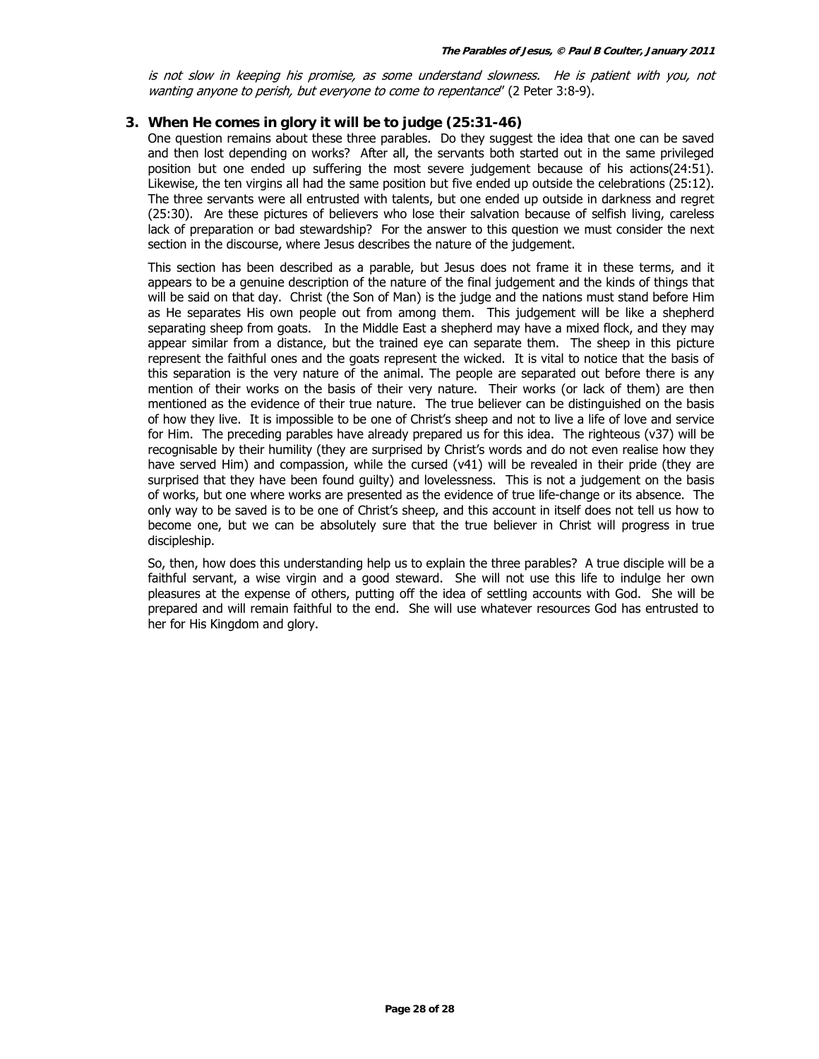*is not slow in keeping his promise, as some understand slowness. He is patient with you, not wanting anyone to perish, but everyone to come to repentance*" (2 Peter 3:8-9).

### 3. When He comes in glory it will be to judge (25:31-46)

One question remains about these three parables. Do they suggest the idea that one can be saved and then lost depending on works? After all, the servants both started out in the same privileged position but one ended up suffering the most severe judgement because of his actions(24:51). Likewise, the ten virgins all had the same position but five ended up outside the celebrations (25:12). The three servants were all entrusted with talents, but one ended up outside in darkness and regret (25:30). Are these pictures of believers who lose their salvation because of selfish living, careless lack of preparation or bad stewardship? For the answer to this question we must consider the next section in the discourse, where Jesus describes the nature of the judgement.

This section has been described as a parable, but Jesus does not frame it in these terms, and it appears to be a genuine description of the nature of the final judgement and the kinds of things that will be said on that day. Christ (the Son of Man) is the judge and the nations must stand before Him as He separates His own people out from among them. This judgement will be like a shepherd separating sheep from goats. In the Middle East a shepherd may have a mixed flock, and they may appear similar from a distance, but the trained eye can separate them. The sheep in this picture represent the faithful ones and the goats represent the wicked. It is vital to notice that the basis of this separation is the very nature of the animal. The people are separated out before there is any mention of their works on the basis of their very nature. Their works (or lack of them) are then mentioned as the evidence of their true nature. The true believer can be distinguished on the basis of how they live. It is impossible to be one of Christ's sheep and not to live a life of love and service for Him. The preceding parables have already prepared us for this idea. The righteous (v37) will be recognisable by their humility (they are surprised by Christ's words and do not even realise how they have served Him) and compassion, while the cursed (v41) will be revealed in their pride (they are surprised that they have been found guilty) and lovelessness. This is not a judgement on the basis of works, but one where works are presented as the evidence of true life-change or its absence. The only way to be saved is to be one of Christ's sheep, and this account in itself does not tell us how to become one, but we can be absolutely sure that the true believer in Christ will progress in true discipleship.

So, then, how does this understanding help us to explain the three parables? A true disciple will be a faithful servant, a wise virgin and a good steward. She will not use this life to indulge her own pleasures at the expense of others, putting off the idea of settling accounts with God. She will be prepared and will remain faithful to the end. She will use whatever resources God has entrusted to her for His Kingdom and glory.